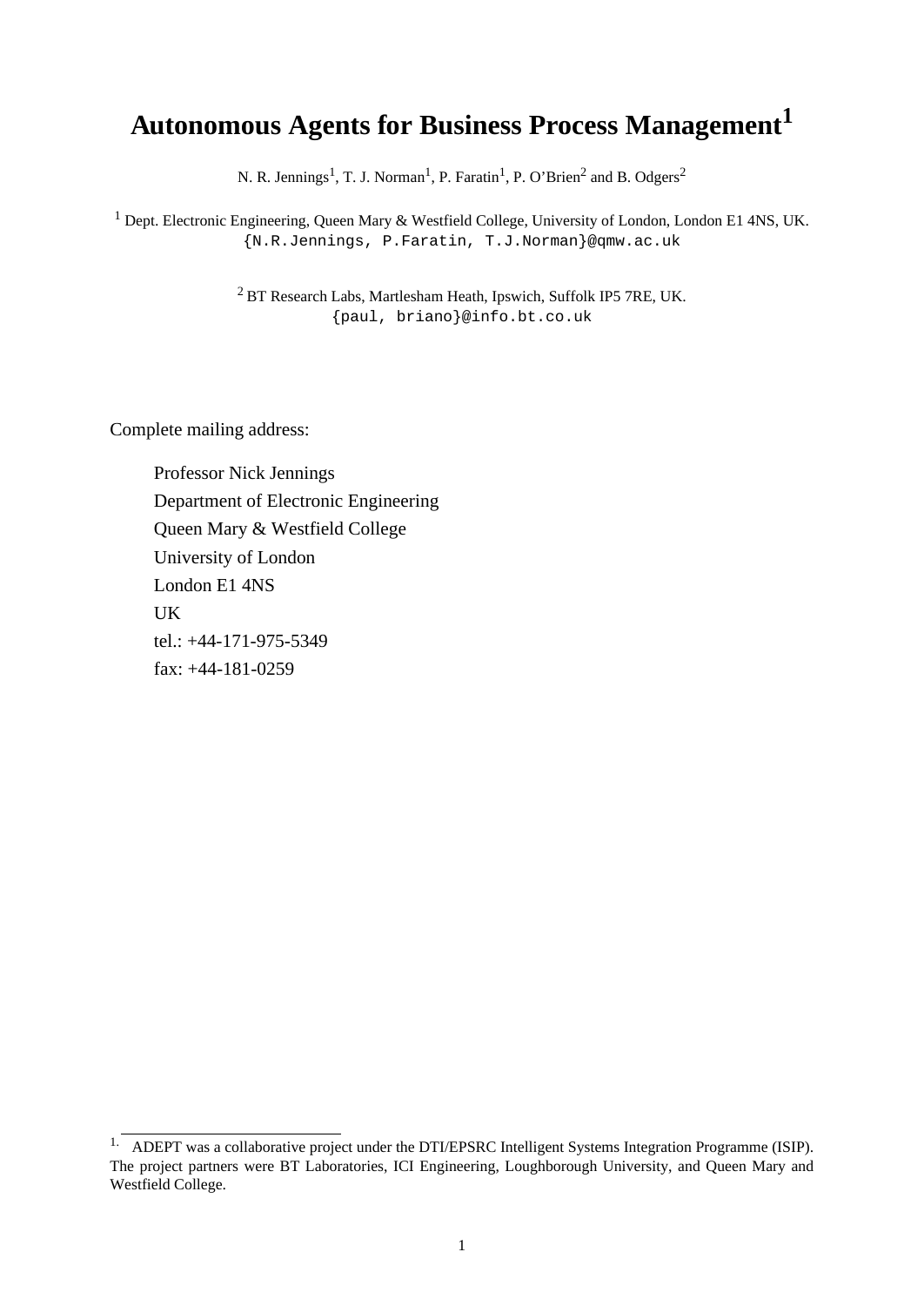# Autonomous Agents for Business Process Management[1]

N. R. Jennings[1], T. J. Norman[1], P. Faratin[1], P. O'Brien[2] and B. Odgers[2]

[1] Dept. Electronic Engineering, Queen Mary & Westfield College, University of London, London E1 4NS, UK.
{N.R.Jennings, P.Faratin, T.J.Norman}@qmw.ac.uk

[2] BT Research Labs, Martlesham Heath, Ipswich, Suffolk IP5 7RE, UK.
{paul, briano}@info.bt.co.uk

Complete mailing address:

Professor Nick Jennings
Department of Electronic Engineering
Queen Mary & Westfield College
University of London
London E1 4NS
UK
tel.: +44-171-975-5349
fax: +44-181-0259

---

[1] ADEPT was a collaborative project under the DTI/EPSRC Intelligent Systems Integration Programme (ISIP). The project partners were BT Laboratories, ICI Engineering, Loughborough University, and Queen Mary and Westfield College.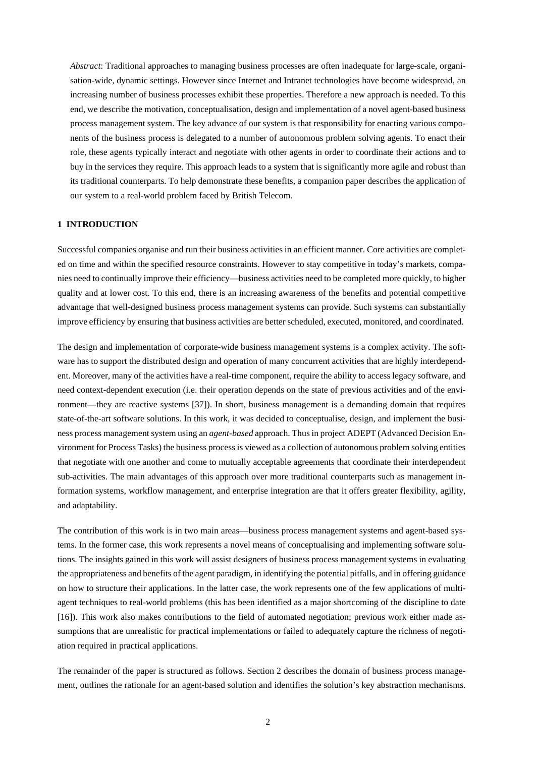*Abstract*: Traditional approaches to managing business processes are often inadequate for large-scale, organisation-wide, dynamic settings. However since Internet and Intranet technologies have become widespread, an increasing number of business processes exhibit these properties. Therefore a new approach is needed. To this end, we describe the motivation, conceptualisation, design and implementation of a novel agent-based business process management system. The key advance of our system is that responsibility for enacting various components of the business process is delegated to a number of autonomous problem solving agents. To enact their role, these agents typically interact and negotiate with other agents in order to coordinate their actions and to buy in the services they require. This approach leads to a system that is significantly more agile and robust than its traditional counterparts. To help demonstrate these benefits, a companion paper describes the application of our system to a real-world problem faced by British Telecom.

## 1 INTRODUCTION

Successful companies organise and run their business activities in an efficient manner. Core activities are completed on time and within the specified resource constraints. However to stay competitive in today's markets, companies need to continually improve their efficiency—business activities need to be completed more quickly, to higher quality and at lower cost. To this end, there is an increasing awareness of the benefits and potential competitive advantage that well-designed business process management systems can provide. Such systems can substantially improve efficiency by ensuring that business activities are better scheduled, executed, monitored, and coordinated.

The design and implementation of corporate-wide business management systems is a complex activity. The software has to support the distributed design and operation of many concurrent activities that are highly interdependent. Moreover, many of the activities have a real-time component, require the ability to access legacy software, and need context-dependent execution (i.e. their operation depends on the state of previous activities and of the environment—they are reactive systems [37]). In short, business management is a demanding domain that requires state-of-the-art software solutions. In this work, it was decided to conceptualise, design, and implement the business process management system using an *agent-based* approach. Thus in project ADEPT (Advanced Decision Environment for Process Tasks) the business process is viewed as a collection of autonomous problem solving entities that negotiate with one another and come to mutually acceptable agreements that coordinate their interdependent sub-activities. The main advantages of this approach over more traditional counterparts such as management information systems, workflow management, and enterprise integration are that it offers greater flexibility, agility, and adaptability.

The contribution of this work is in two main areas—business process management systems and agent-based systems. In the former case, this work represents a novel means of conceptualising and implementing software solutions. The insights gained in this work will assist designers of business process management systems in evaluating the appropriateness and benefits of the agent paradigm, in identifying the potential pitfalls, and in offering guidance on how to structure their applications. In the latter case, the work represents one of the few applications of multi-agent techniques to real-world problems (this has been identified as a major shortcoming of the discipline to date [16]). This work also makes contributions to the field of automated negotiation; previous work either made assumptions that are unrealistic for practical implementations or failed to adequately capture the richness of negotiation required in practical applications.

The remainder of the paper is structured as follows. Section 2 describes the domain of business process management, outlines the rationale for an agent-based solution and identifies the solution's key abstraction mechanisms.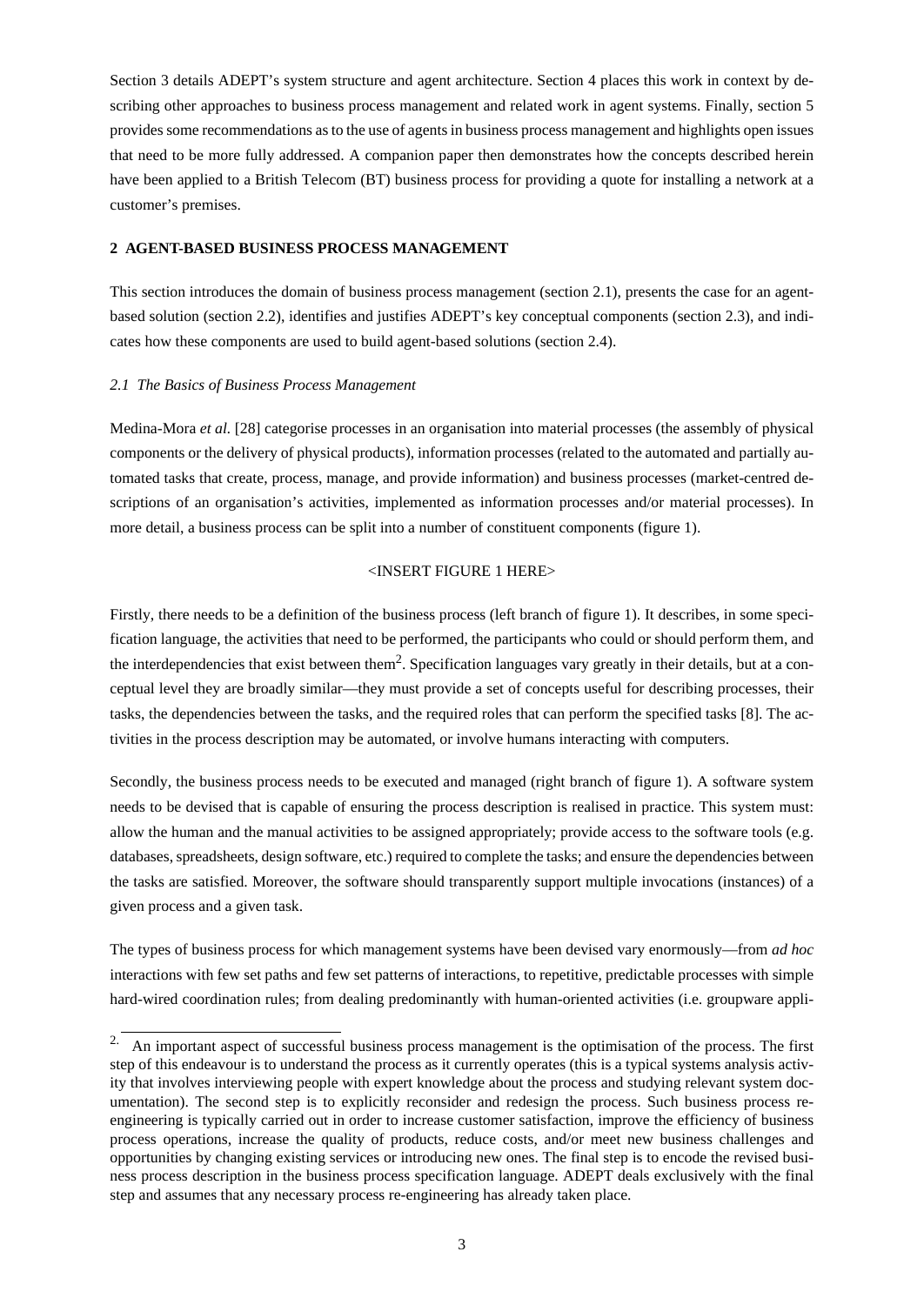Section 3 details ADEPT's system structure and agent architecture. Section 4 places this work in context by describing other approaches to business process management and related work in agent systems. Finally, section 5 provides some recommendations as to the use of agents in business process management and highlights open issues that need to be more fully addressed. A companion paper then demonstrates how the concepts described herein have been applied to a British Telecom (BT) business process for providing a quote for installing a network at a customer's premises.

## 2 AGENT-BASED BUSINESS PROCESS MANAGEMENT

This section introduces the domain of business process management (section 2.1), presents the case for an agent-based solution (section 2.2), identifies and justifies ADEPT's key conceptual components (section 2.3), and indicates how these components are used to build agent-based solutions (section 2.4).

### *2.1 The Basics of Business Process Management*

Medina-Mora *et al.* [28] categorise processes in an organisation into material processes (the assembly of physical components or the delivery of physical products), information processes (related to the automated and partially automated tasks that create, process, manage, and provide information) and business processes (market-centred descriptions of an organisation's activities, implemented as information processes and/or material processes). In more detail, a business process can be split into a number of constituent components (figure 1).

<INSERT FIGURE 1 HERE>

Firstly, there needs to be a definition of the business process (left branch of figure 1). It describes, in some specification language, the activities that need to be performed, the participants who could or should perform them, and the interdependencies that exist between them[2]. Specification languages vary greatly in their details, but at a conceptual level they are broadly similar—they must provide a set of concepts useful for describing processes, their tasks, the dependencies between the tasks, and the required roles that can perform the specified tasks [8]. The activities in the process description may be automated, or involve humans interacting with computers.

Secondly, the business process needs to be executed and managed (right branch of figure 1). A software system needs to be devised that is capable of ensuring the process description is realised in practice. This system must: allow the human and the manual activities to be assigned appropriately; provide access to the software tools (e.g. databases, spreadsheets, design software, etc.) required to complete the tasks; and ensure the dependencies between the tasks are satisfied. Moreover, the software should transparently support multiple invocations (instances) of a given process and a given task.

The types of business process for which management systems have been devised vary enormously—from *ad hoc* interactions with few set paths and few set patterns of interactions, to repetitive, predictable processes with simple hard-wired coordination rules; from dealing predominantly with human-oriented activities (i.e. groupware appli-

[2] An important aspect of successful business process management is the optimisation of the process. The first step of this endeavour is to understand the process as it currently operates (this is a typical systems analysis activity that involves interviewing people with expert knowledge about the process and studying relevant system documentation). The second step is to explicitly reconsider and redesign the process. Such business process re-engineering is typically carried out in order to increase customer satisfaction, improve the efficiency of business process operations, increase the quality of products, reduce costs, and/or meet new business challenges and opportunities by changing existing services or introducing new ones. The final step is to encode the revised business process description in the business process specification language. ADEPT deals exclusively with the final step and assumes that any necessary process re-engineering has already taken place.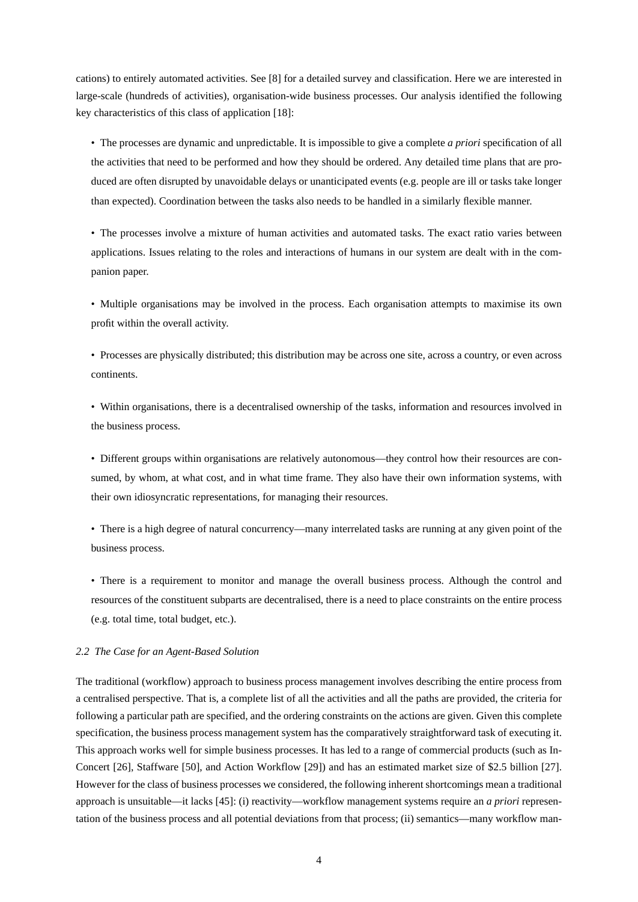cations) to entirely automated activities. See [8] for a detailed survey and classification. Here we are interested in large-scale (hundreds of activities), organisation-wide business processes. Our analysis identified the following key characteristics of this class of application [18]:

- The processes are dynamic and unpredictable. It is impossible to give a complete *a priori* specification of all the activities that need to be performed and how they should be ordered. Any detailed time plans that are produced are often disrupted by unavoidable delays or unanticipated events (e.g. people are ill or tasks take longer than expected). Coordination between the tasks also needs to be handled in a similarly flexible manner.

- The processes involve a mixture of human activities and automated tasks. The exact ratio varies between applications. Issues relating to the roles and interactions of humans in our system are dealt with in the companion paper.

- Multiple organisations may be involved in the process. Each organisation attempts to maximise its own profit within the overall activity.

- Processes are physically distributed; this distribution may be across one site, across a country, or even across continents.

- Within organisations, there is a decentralised ownership of the tasks, information and resources involved in the business process.

- Different groups within organisations are relatively autonomous—they control how their resources are consumed, by whom, at what cost, and in what time frame. They also have their own information systems, with their own idiosyncratic representations, for managing their resources.

- There is a high degree of natural concurrency—many interrelated tasks are running at any given point of the business process.

- There is a requirement to monitor and manage the overall business process. Although the control and resources of the constituent subparts are decentralised, there is a need to place constraints on the entire process (e.g. total time, total budget, etc.).

### *2.2 The Case for an Agent-Based Solution*

The traditional (workflow) approach to business process management involves describing the entire process from a centralised perspective. That is, a complete list of all the activities and all the paths are provided, the criteria for following a particular path are specified, and the ordering constraints on the actions are given. Given this complete specification, the business process management system has the comparatively straightforward task of executing it. This approach works well for simple business processes. It has led to a range of commercial products (such as In-Concert [26], Staffware [50], and Action Workflow [29]) and has an estimated market size of $2.5 billion [27]. However for the class of business processes we considered, the following inherent shortcomings mean a traditional approach is unsuitable—it lacks [45]: (i) reactivity—workflow management systems require an *a priori* representation of the business process and all potential deviations from that process; (ii) semantics—many workflow man-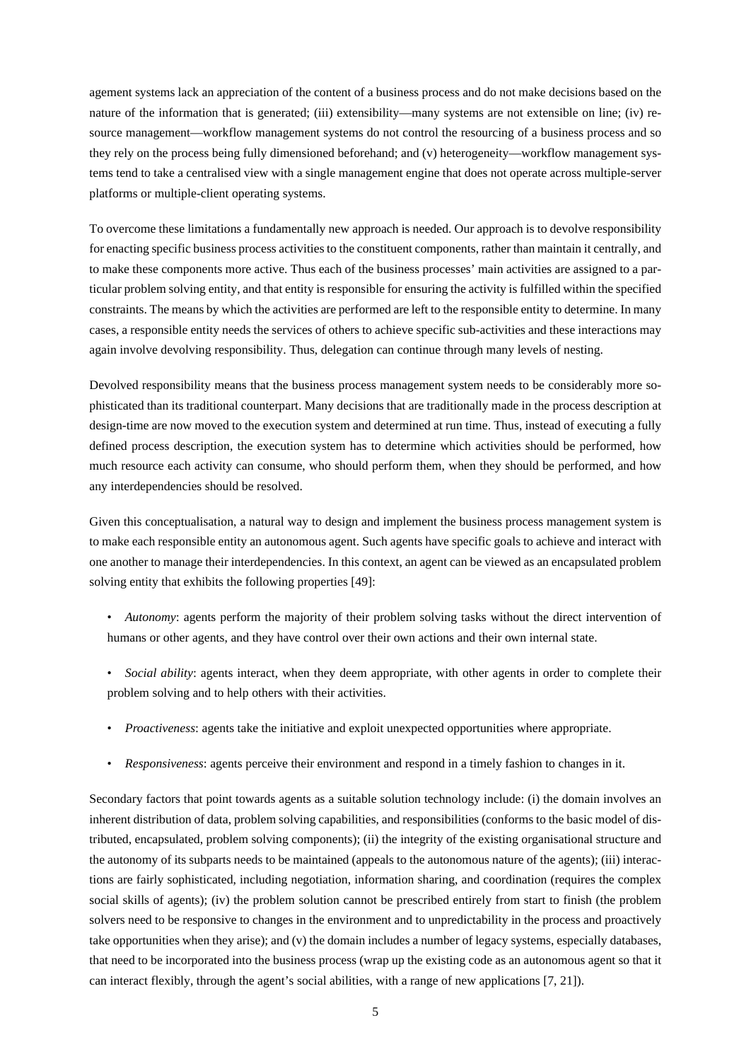agement systems lack an appreciation of the content of a business process and do not make decisions based on the nature of the information that is generated; (iii) extensibility—many systems are not extensible on line; (iv) resource management—workflow management systems do not control the resourcing of a business process and so they rely on the process being fully dimensioned beforehand; and (v) heterogeneity—workflow management systems tend to take a centralised view with a single management engine that does not operate across multiple-server platforms or multiple-client operating systems.

To overcome these limitations a fundamentally new approach is needed. Our approach is to devolve responsibility for enacting specific business process activities to the constituent components, rather than maintain it centrally, and to make these components more active. Thus each of the business processes' main activities are assigned to a particular problem solving entity, and that entity is responsible for ensuring the activity is fulfilled within the specified constraints. The means by which the activities are performed are left to the responsible entity to determine. In many cases, a responsible entity needs the services of others to achieve specific sub-activities and these interactions may again involve devolving responsibility. Thus, delegation can continue through many levels of nesting.

Devolved responsibility means that the business process management system needs to be considerably more sophisticated than its traditional counterpart. Many decisions that are traditionally made in the process description at design-time are now moved to the execution system and determined at run time. Thus, instead of executing a fully defined process description, the execution system has to determine which activities should be performed, how much resource each activity can consume, who should perform them, when they should be performed, and how any interdependencies should be resolved.

Given this conceptualisation, a natural way to design and implement the business process management system is to make each responsible entity an autonomous agent. Such agents have specific goals to achieve and interact with one another to manage their interdependencies. In this context, an agent can be viewed as an encapsulated problem solving entity that exhibits the following properties [49]:

- *Autonomy*: agents perform the majority of their problem solving tasks without the direct intervention of humans or other agents, and they have control over their own actions and their own internal state.
- *Social ability*: agents interact, when they deem appropriate, with other agents in order to complete their problem solving and to help others with their activities.
- *Proactiveness*: agents take the initiative and exploit unexpected opportunities where appropriate.
- *Responsiveness*: agents perceive their environment and respond in a timely fashion to changes in it.

Secondary factors that point towards agents as a suitable solution technology include: (i) the domain involves an inherent distribution of data, problem solving capabilities, and responsibilities (conforms to the basic model of distributed, encapsulated, problem solving components); (ii) the integrity of the existing organisational structure and the autonomy of its subparts needs to be maintained (appeals to the autonomous nature of the agents); (iii) interactions are fairly sophisticated, including negotiation, information sharing, and coordination (requires the complex social skills of agents); (iv) the problem solution cannot be prescribed entirely from start to finish (the problem solvers need to be responsive to changes in the environment and to unpredictability in the process and proactively take opportunities when they arise); and (v) the domain includes a number of legacy systems, especially databases, that need to be incorporated into the business process (wrap up the existing code as an autonomous agent so that it can interact flexibly, through the agent's social abilities, with a range of new applications [7, 21]).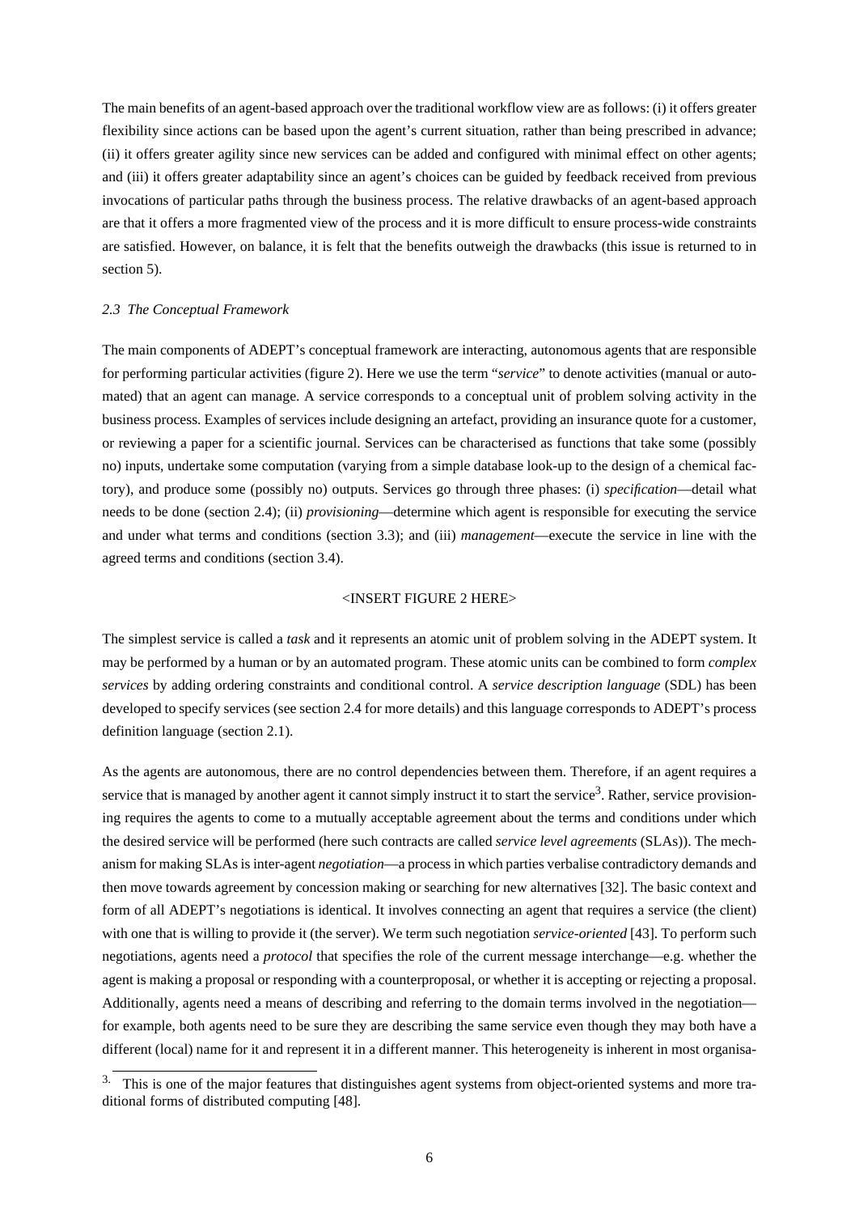The main benefits of an agent-based approach over the traditional workflow view are as follows: (i) it offers greater flexibility since actions can be based upon the agent's current situation, rather than being prescribed in advance; (ii) it offers greater agility since new services can be added and configured with minimal effect on other agents; and (iii) it offers greater adaptability since an agent's choices can be guided by feedback received from previous invocations of particular paths through the business process. The relative drawbacks of an agent-based approach are that it offers a more fragmented view of the process and it is more difficult to ensure process-wide constraints are satisfied. However, on balance, it is felt that the benefits outweigh the drawbacks (this issue is returned to in section 5).

### *2.3 The Conceptual Framework*

The main components of ADEPT's conceptual framework are interacting, autonomous agents that are responsible for performing particular activities (figure 2). Here we use the term "*service*" to denote activities (manual or automated) that an agent can manage. A service corresponds to a conceptual unit of problem solving activity in the business process. Examples of services include designing an artefact, providing an insurance quote for a customer, or reviewing a paper for a scientific journal. Services can be characterised as functions that take some (possibly no) inputs, undertake some computation (varying from a simple database look-up to the design of a chemical factory), and produce some (possibly no) outputs. Services go through three phases: (i) *specification*—detail what needs to be done (section 2.4); (ii) *provisioning*—determine which agent is responsible for executing the service and under what terms and conditions (section 3.3); and (iii) *management*—execute the service in line with the agreed terms and conditions (section 3.4).

<INSERT FIGURE 2 HERE>

The simplest service is called a *task* and it represents an atomic unit of problem solving in the ADEPT system. It may be performed by a human or by an automated program. These atomic units can be combined to form *complex services* by adding ordering constraints and conditional control. A *service description language* (SDL) has been developed to specify services (see section 2.4 for more details) and this language corresponds to ADEPT's process definition language (section 2.1).

As the agents are autonomous, there are no control dependencies between them. Therefore, if an agent requires a service that is managed by another agent it cannot simply instruct it to start the service[3]. Rather, service provisioning requires the agents to come to a mutually acceptable agreement about the terms and conditions under which the desired service will be performed (here such contracts are called *service level agreements* (SLAs)). The mechanism for making SLAs is inter-agent *negotiation*—a process in which parties verbalise contradictory demands and then move towards agreement by concession making or searching for new alternatives [32]. The basic context and form of all ADEPT's negotiations is identical. It involves connecting an agent that requires a service (the client) with one that is willing to provide it (the server). We term such negotiation *service-oriented* [43]. To perform such negotiations, agents need a *protocol* that specifies the role of the current message interchange—e.g. whether the agent is making a proposal or responding with a counterproposal, or whether it is accepting or rejecting a proposal. Additionally, agents need a means of describing and referring to the domain terms involved in the negotiation—for example, both agents need to be sure they are describing the same service even though they may both have a different (local) name for it and represent it in a different manner. This heterogeneity is inherent in most organisa-

[3] This is one of the major features that distinguishes agent systems from object-oriented systems and more traditional forms of distributed computing [48].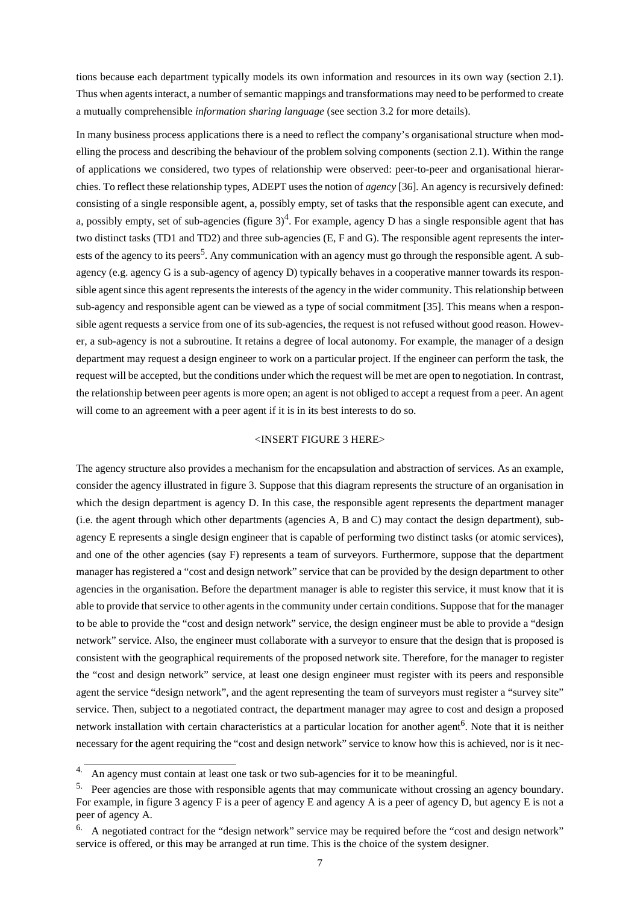tions because each department typically models its own information and resources in its own way (section 2.1). Thus when agents interact, a number of semantic mappings and transformations may need to be performed to create a mutually comprehensible *information sharing language* (see section 3.2 for more details).

In many business process applications there is a need to reflect the company's organisational structure when modelling the process and describing the behaviour of the problem solving components (section 2.1). Within the range of applications we considered, two types of relationship were observed: peer-to-peer and organisational hierarchies. To reflect these relationship types, ADEPT uses the notion of *agency* [36]. An agency is recursively defined: consisting of a single responsible agent, a, possibly empty, set of tasks that the responsible agent can execute, and a, possibly empty, set of sub-agencies (figure 3)[4]. For example, agency D has a single responsible agent that has two distinct tasks (TD1 and TD2) and three sub-agencies (E, F and G). The responsible agent represents the interests of the agency to its peers[5]. Any communication with an agency must go through the responsible agent. A sub-agency (e.g. agency G is a sub-agency of agency D) typically behaves in a cooperative manner towards its responsible agent since this agent represents the interests of the agency in the wider community. This relationship between sub-agency and responsible agent can be viewed as a type of social commitment [35]. This means when a responsible agent requests a service from one of its sub-agencies, the request is not refused without good reason. However, a sub-agency is not a subroutine. It retains a degree of local autonomy. For example, the manager of a design department may request a design engineer to work on a particular project. If the engineer can perform the task, the request will be accepted, but the conditions under which the request will be met are open to negotiation. In contrast, the relationship between peer agents is more open; an agent is not obliged to accept a request from a peer. An agent will come to an agreement with a peer agent if it is in its best interests to do so.

<INSERT FIGURE 3 HERE>

The agency structure also provides a mechanism for the encapsulation and abstraction of services. As an example, consider the agency illustrated in figure 3. Suppose that this diagram represents the structure of an organisation in which the design department is agency D. In this case, the responsible agent represents the department manager (i.e. the agent through which other departments (agencies A, B and C) may contact the design department), sub-agency E represents a single design engineer that is capable of performing two distinct tasks (or atomic services), and one of the other agencies (say F) represents a team of surveyors. Furthermore, suppose that the department manager has registered a "cost and design network" service that can be provided by the design department to other agencies in the organisation. Before the department manager is able to register this service, it must know that it is able to provide that service to other agents in the community under certain conditions. Suppose that for the manager to be able to provide the "cost and design network" service, the design engineer must be able to provide a "design network" service. Also, the engineer must collaborate with a surveyor to ensure that the design that is proposed is consistent with the geographical requirements of the proposed network site. Therefore, for the manager to register the "cost and design network" service, at least one design engineer must register with its peers and responsible agent the service "design network", and the agent representing the team of surveyors must register a "survey site" service. Then, subject to a negotiated contract, the department manager may agree to cost and design a proposed network installation with certain characteristics at a particular location for another agent[6]. Note that it is neither necessary for the agent requiring the "cost and design network" service to know how this is achieved, nor is it nec-

---

[4] An agency must contain at least one task or two sub-agencies for it to be meaningful.

[5] Peer agencies are those with responsible agents that may communicate without crossing an agency boundary. For example, in figure 3 agency F is a peer of agency E and agency A is a peer of agency D, but agency E is not a peer of agency A.

[6] A negotiated contract for the "design network" service may be required before the "cost and design network" service is offered, or this may be arranged at run time. This is the choice of the system designer.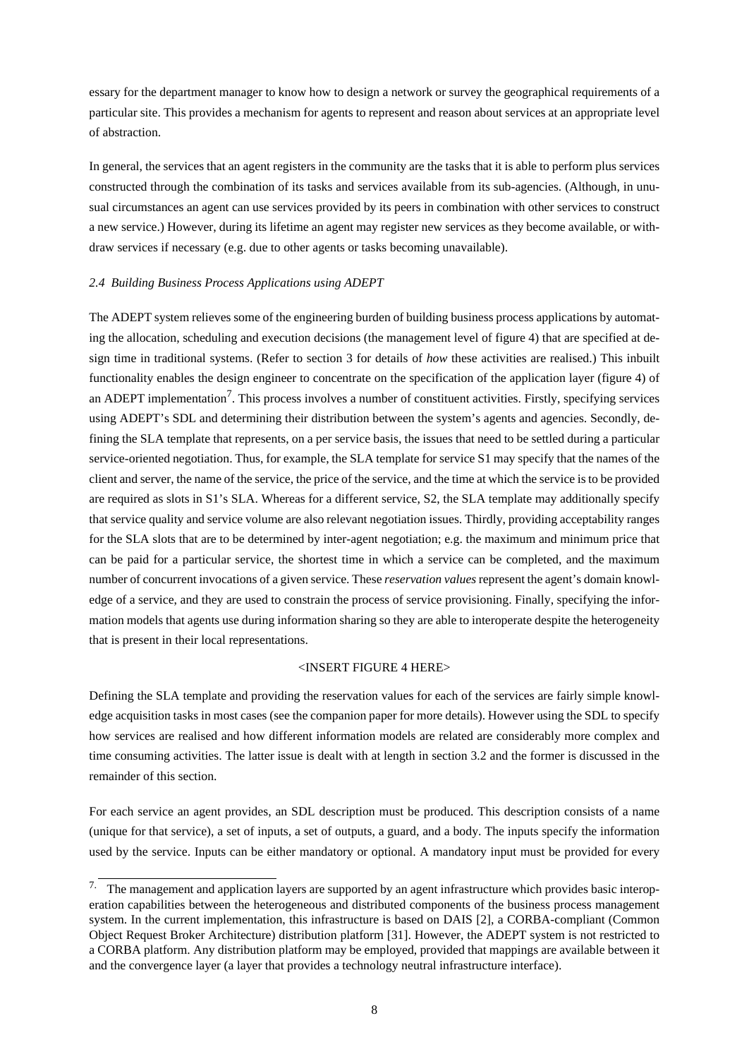essary for the department manager to know how to design a network or survey the geographical requirements of a particular site. This provides a mechanism for agents to represent and reason about services at an appropriate level of abstraction.

In general, the services that an agent registers in the community are the tasks that it is able to perform plus services constructed through the combination of its tasks and services available from its sub-agencies. (Although, in unusual circumstances an agent can use services provided by its peers in combination with other services to construct a new service.) However, during its lifetime an agent may register new services as they become available, or withdraw services if necessary (e.g. due to other agents or tasks becoming unavailable).

### *2.4 Building Business Process Applications using ADEPT*

The ADEPT system relieves some of the engineering burden of building business process applications by automating the allocation, scheduling and execution decisions (the management level of figure 4) that are specified at design time in traditional systems. (Refer to section 3 for details of *how* these activities are realised.) This inbuilt functionality enables the design engineer to concentrate on the specification of the application layer (figure 4) of an ADEPT implementation[7]. This process involves a number of constituent activities. Firstly, specifying services using ADEPT's SDL and determining their distribution between the system's agents and agencies. Secondly, defining the SLA template that represents, on a per service basis, the issues that need to be settled during a particular service-oriented negotiation. Thus, for example, the SLA template for service S1 may specify that the names of the client and server, the name of the service, the price of the service, and the time at which the service is to be provided are required as slots in S1's SLA. Whereas for a different service, S2, the SLA template may additionally specify that service quality and service volume are also relevant negotiation issues. Thirdly, providing acceptability ranges for the SLA slots that are to be determined by inter-agent negotiation; e.g. the maximum and minimum price that can be paid for a particular service, the shortest time in which a service can be completed, and the maximum number of concurrent invocations of a given service. These *reservation values* represent the agent's domain knowledge of a service, and they are used to constrain the process of service provisioning. Finally, specifying the information models that agents use during information sharing so they are able to interoperate despite the heterogeneity that is present in their local representations.

<INSERT FIGURE 4 HERE>

Defining the SLA template and providing the reservation values for each of the services are fairly simple knowledge acquisition tasks in most cases (see the companion paper for more details). However using the SDL to specify how services are realised and how different information models are related are considerably more complex and time consuming activities. The latter issue is dealt with at length in section 3.2 and the former is discussed in the remainder of this section.

For each service an agent provides, an SDL description must be produced. This description consists of a name (unique for that service), a set of inputs, a set of outputs, a guard, and a body. The inputs specify the information used by the service. Inputs can be either mandatory or optional. A mandatory input must be provided for every

---

[7]. The management and application layers are supported by an agent infrastructure which provides basic interoperation capabilities between the heterogeneous and distributed components of the business process management system. In the current implementation, this infrastructure is based on DAIS [2], a CORBA-compliant (Common Object Request Broker Architecture) distribution platform [31]. However, the ADEPT system is not restricted to a CORBA platform. Any distribution platform may be employed, provided that mappings are available between it and the convergence layer (a layer that provides a technology neutral infrastructure interface).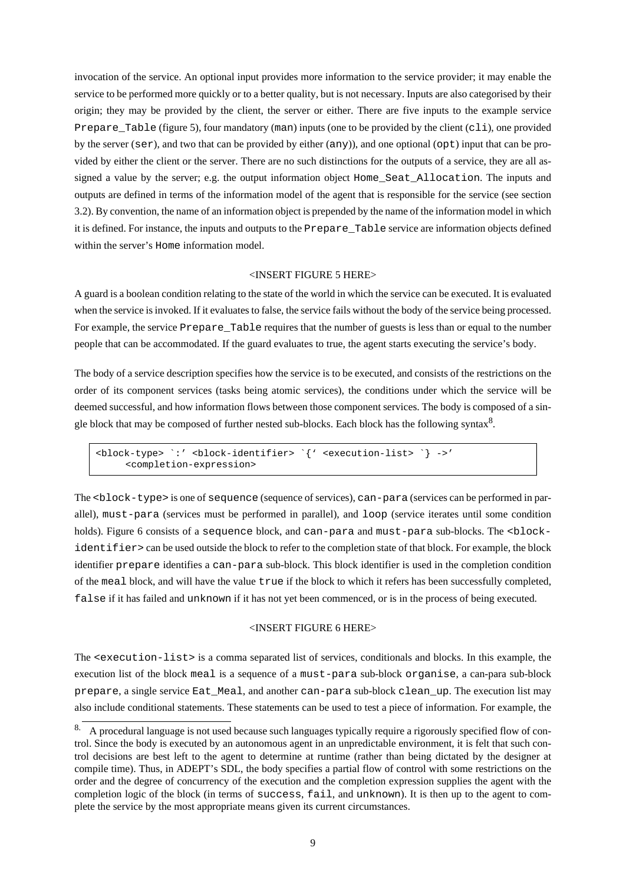invocation of the service. An optional input provides more information to the service provider; it may enable the service to be performed more quickly or to a better quality, but is not necessary. Inputs are also categorised by their origin; they may be provided by the client, the server or either. There are five inputs to the example service `Prepare_Table` (figure 5), four mandatory (`man`) inputs (one to be provided by the client (`cli`), one provided by the server (`ser`), and two that can be provided by either (`any`)), and one optional (`opt`) input that can be provided by either the client or the server. There are no such distinctions for the outputs of a service, they are all assigned a value by the server; e.g. the output information object `Home_Seat_Allocation`. The inputs and outputs are defined in terms of the information model of the agent that is responsible for the service (see section 3.2). By convention, the name of an information object is prepended by the name of the information model in which it is defined. For instance, the inputs and outputs to the `Prepare_Table` service are information objects defined within the server's `Home` information model.

<INSERT FIGURE 5 HERE>

A guard is a boolean condition relating to the state of the world in which the service can be executed. It is evaluated when the service is invoked. If it evaluates to false, the service fails without the body of the service being processed. For example, the service `Prepare_Table` requires that the number of guests is less than or equal to the number people that can be accommodated. If the guard evaluates to true, the agent starts executing the service's body.

The body of a service description specifies how the service is to be executed, and consists of the restrictions on the order of its component services (tasks being atomic services), the conditions under which the service will be deemed successful, and how information flows between those component services. The body is composed of a single block that may be composed of further nested sub-blocks. Each block has the following syntax[8].

```
<block-type> `:' <block-identifier> `{' <execution-list> `} ->'
     <completion-expression>
```

The `<block-type>` is one of `sequence` (sequence of services), `can-para` (services can be performed in parallel), `must-para` (services must be performed in parallel), and `loop` (service iterates until some condition holds). Figure 6 consists of a `sequence` block, and `can-para` and `must-para` sub-blocks. The `<block-identifier>` can be used outside the block to refer to the completion state of that block. For example, the block identifier `prepare` identifies a `can-para` sub-block. This block identifier is used in the completion condition of the `meal` block, and will have the value `true` if the block to which it refers has been successfully completed, `false` if it has failed and `unknown` if it has not yet been commenced, or is in the process of being executed.

<INSERT FIGURE 6 HERE>

The `<execution-list>` is a comma separated list of services, conditionals and blocks. In this example, the execution list of the block `meal` is a sequence of a `must-para` sub-block `organise`, a can-para sub-block `prepare`, a single service `Eat_Meal`, and another `can-para` sub-block `clean_up`. The execution list may also include conditional statements. These statements can be used to test a piece of information. For example, the

---

[8] A procedural language is not used because such languages typically require a rigorously specified flow of control. Since the body is executed by an autonomous agent in an unpredictable environment, it is felt that such control decisions are best left to the agent to determine at runtime (rather than being dictated by the designer at compile time). Thus, in ADEPT's SDL, the body specifies a partial flow of control with some restrictions on the order and the degree of concurrency of the execution and the completion expression supplies the agent with the completion logic of the block (in terms of `success`, `fail`, and `unknown`). It is then up to the agent to complete the service by the most appropriate means given its current circumstances.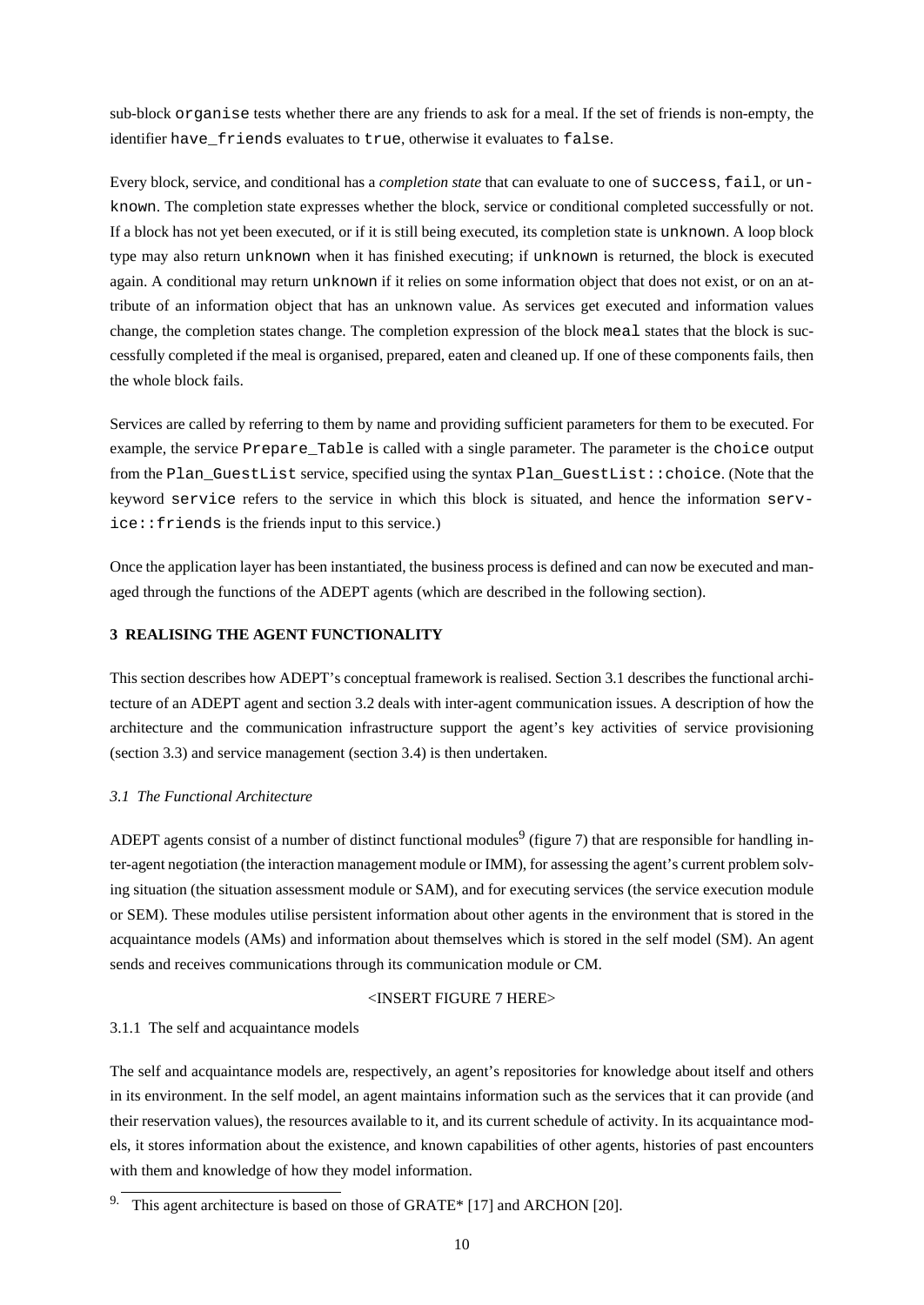sub-block `organise` tests whether there are any friends to ask for a meal. If the set of friends is non-empty, the identifier `have_friends` evaluates to `true`, otherwise it evaluates to `false`.

Every block, service, and conditional has a *completion state* that can evaluate to one of `success`, `fail`, or `unknown`. The completion state expresses whether the block, service or conditional completed successfully or not. If a block has not yet been executed, or if it is still being executed, its completion state is `unknown`. A loop block type may also return `unknown` when it has finished executing; if `unknown` is returned, the block is executed again. A conditional may return `unknown` if it relies on some information object that does not exist, or on an attribute of an information object that has an unknown value. As services get executed and information values change, the completion states change. The completion expression of the block `meal` states that the block is successfully completed if the meal is organised, prepared, eaten and cleaned up. If one of these components fails, then the whole block fails.

Services are called by referring to them by name and providing sufficient parameters for them to be executed. For example, the service `Prepare_Table` is called with a single parameter. The parameter is the `choice` output from the `Plan_GuestList` service, specified using the syntax `Plan_GuestList::choice`. (Note that the keyword `service` refers to the service in which this block is situated, and hence the information `service::friends` is the friends input to this service.)

Once the application layer has been instantiated, the business process is defined and can now be executed and managed through the functions of the ADEPT agents (which are described in the following section).

## 3 REALISING THE AGENT FUNCTIONALITY

This section describes how ADEPT's conceptual framework is realised. Section 3.1 describes the functional architecture of an ADEPT agent and section 3.2 deals with inter-agent communication issues. A description of how the architecture and the communication infrastructure support the agent's key activities of service provisioning (section 3.3) and service management (section 3.4) is then undertaken.

### *3.1 The Functional Architecture*

ADEPT agents consist of a number of distinct functional modules[9] (figure 7) that are responsible for handling inter-agent negotiation (the interaction management module or IMM), for assessing the agent's current problem solving situation (the situation assessment module or SAM), and for executing services (the service execution module or SEM). These modules utilise persistent information about other agents in the environment that is stored in the acquaintance models (AMs) and information about themselves which is stored in the self model (SM). An agent sends and receives communications through its communication module or CM.

<INSERT FIGURE 7 HERE>

#### 3.1.1 The self and acquaintance models

The self and acquaintance models are, respectively, an agent's repositories for knowledge about itself and others in its environment. In the self model, an agent maintains information such as the services that it can provide (and their reservation values), the resources available to it, and its current schedule of activity. In its acquaintance models, it stores information about the existence, and known capabilities of other agents, histories of past encounters with them and knowledge of how they model information.

9. This agent architecture is based on those of GRATE* [17] and ARCHON [20].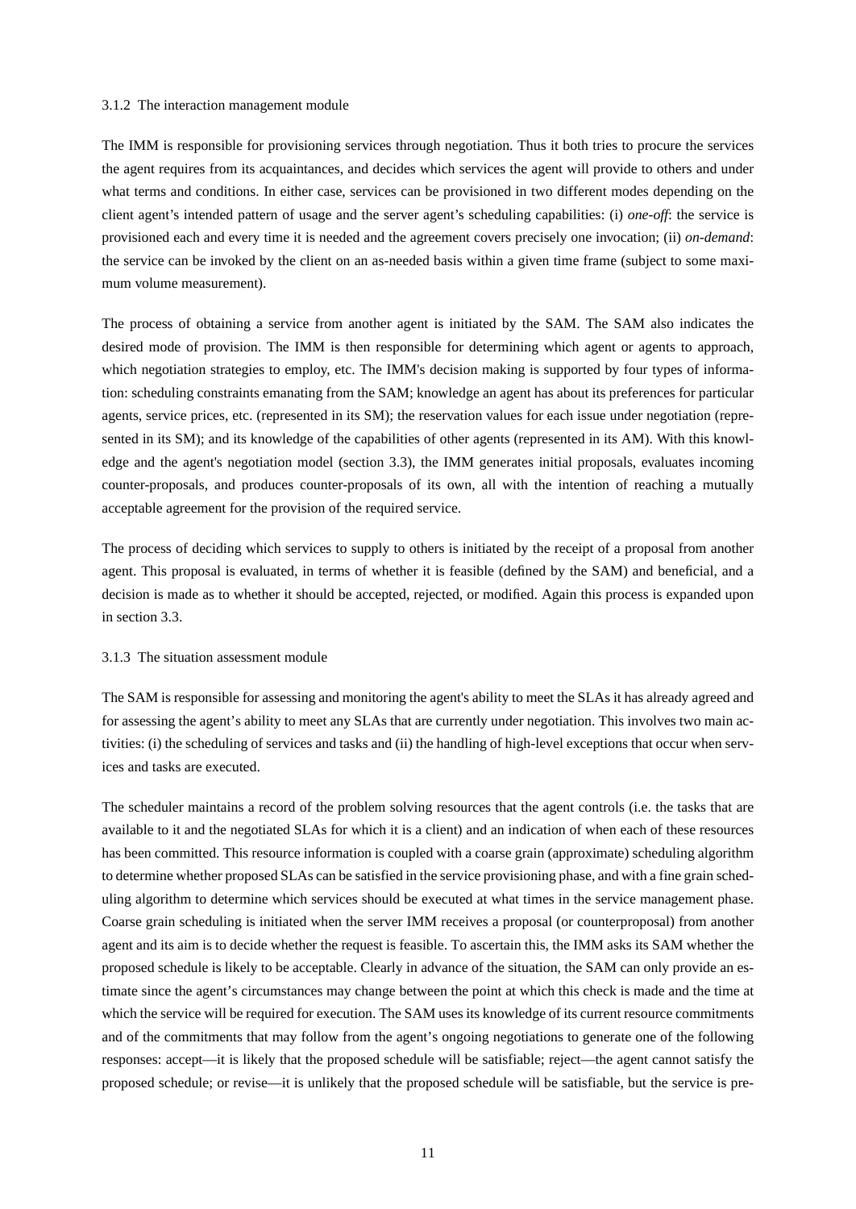#### 3.1.2 The interaction management module

The IMM is responsible for provisioning services through negotiation. Thus it both tries to procure the services the agent requires from its acquaintances, and decides which services the agent will provide to others and under what terms and conditions. In either case, services can be provisioned in two different modes depending on the client agent's intended pattern of usage and the server agent's scheduling capabilities: (i) *one-off*: the service is provisioned each and every time it is needed and the agreement covers precisely one invocation; (ii) *on-demand*: the service can be invoked by the client on an as-needed basis within a given time frame (subject to some maximum volume measurement).

The process of obtaining a service from another agent is initiated by the SAM. The SAM also indicates the desired mode of provision. The IMM is then responsible for determining which agent or agents to approach, which negotiation strategies to employ, etc. The IMM's decision making is supported by four types of information: scheduling constraints emanating from the SAM; knowledge an agent has about its preferences for particular agents, service prices, etc. (represented in its SM); the reservation values for each issue under negotiation (represented in its SM); and its knowledge of the capabilities of other agents (represented in its AM). With this knowledge and the agent's negotiation model (section 3.3), the IMM generates initial proposals, evaluates incoming counter-proposals, and produces counter-proposals of its own, all with the intention of reaching a mutually acceptable agreement for the provision of the required service.

The process of deciding which services to supply to others is initiated by the receipt of a proposal from another agent. This proposal is evaluated, in terms of whether it is feasible (defined by the SAM) and beneficial, and a decision is made as to whether it should be accepted, rejected, or modified. Again this process is expanded upon in section 3.3.

#### 3.1.3 The situation assessment module

The SAM is responsible for assessing and monitoring the agent's ability to meet the SLAs it has already agreed and for assessing the agent's ability to meet any SLAs that are currently under negotiation. This involves two main activities: (i) the scheduling of services and tasks and (ii) the handling of high-level exceptions that occur when services and tasks are executed.

The scheduler maintains a record of the problem solving resources that the agent controls (i.e. the tasks that are available to it and the negotiated SLAs for which it is a client) and an indication of when each of these resources has been committed. This resource information is coupled with a coarse grain (approximate) scheduling algorithm to determine whether proposed SLAs can be satisfied in the service provisioning phase, and with a fine grain scheduling algorithm to determine which services should be executed at what times in the service management phase. Coarse grain scheduling is initiated when the server IMM receives a proposal (or counterproposal) from another agent and its aim is to decide whether the request is feasible. To ascertain this, the IMM asks its SAM whether the proposed schedule is likely to be acceptable. Clearly in advance of the situation, the SAM can only provide an estimate since the agent's circumstances may change between the point at which this check is made and the time at which the service will be required for execution. The SAM uses its knowledge of its current resource commitments and of the commitments that may follow from the agent's ongoing negotiations to generate one of the following responses: accept—it is likely that the proposed schedule will be satisfiable; reject—the agent cannot satisfy the proposed schedule; or revise—it is unlikely that the proposed schedule will be satisfiable, but the service is pre-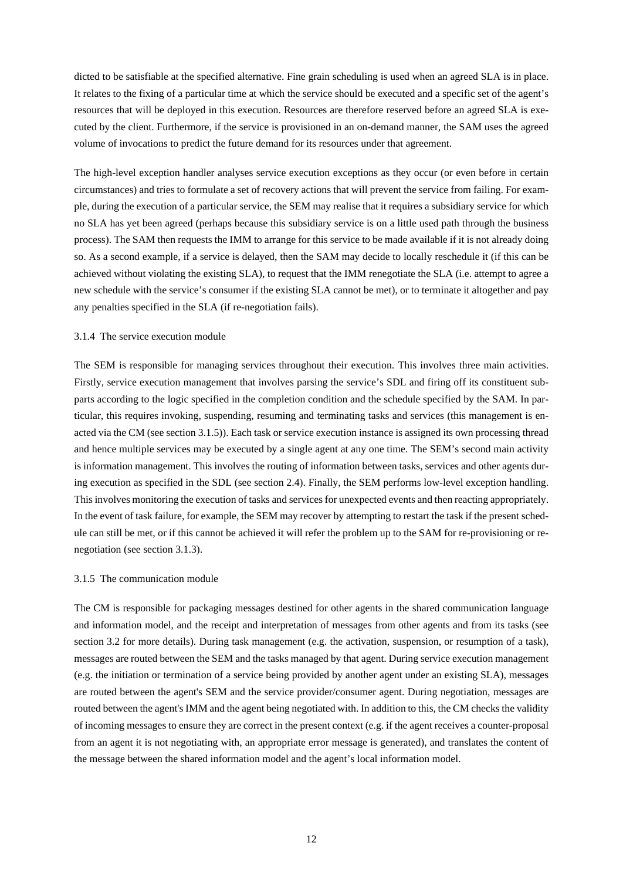dicted to be satisfiable at the specified alternative. Fine grain scheduling is used when an agreed SLA is in place. It relates to the fixing of a particular time at which the service should be executed and a specific set of the agent's resources that will be deployed in this execution. Resources are therefore reserved before an agreed SLA is executed by the client. Furthermore, if the service is provisioned in an on-demand manner, the SAM uses the agreed volume of invocations to predict the future demand for its resources under that agreement.

The high-level exception handler analyses service execution exceptions as they occur (or even before in certain circumstances) and tries to formulate a set of recovery actions that will prevent the service from failing. For example, during the execution of a particular service, the SEM may realise that it requires a subsidiary service for which no SLA has yet been agreed (perhaps because this subsidiary service is on a little used path through the business process). The SAM then requests the IMM to arrange for this service to be made available if it is not already doing so. As a second example, if a service is delayed, then the SAM may decide to locally reschedule it (if this can be achieved without violating the existing SLA), to request that the IMM renegotiate the SLA (i.e. attempt to agree a new schedule with the service's consumer if the existing SLA cannot be met), or to terminate it altogether and pay any penalties specified in the SLA (if re-negotiation fails).

### 3.1.4 The service execution module

The SEM is responsible for managing services throughout their execution. This involves three main activities. Firstly, service execution management that involves parsing the service's SDL and firing off its constituent subparts according to the logic specified in the completion condition and the schedule specified by the SAM. In particular, this requires invoking, suspending, resuming and terminating tasks and services (this management is enacted via the CM (see section 3.1.5)). Each task or service execution instance is assigned its own processing thread and hence multiple services may be executed by a single agent at any one time. The SEM's second main activity is information management. This involves the routing of information between tasks, services and other agents during execution as specified in the SDL (see section 2.4). Finally, the SEM performs low-level exception handling. This involves monitoring the execution of tasks and services for unexpected events and then reacting appropriately. In the event of task failure, for example, the SEM may recover by attempting to restart the task if the present schedule can still be met, or if this cannot be achieved it will refer the problem up to the SAM for re-provisioning or renegotiation (see section 3.1.3).

### 3.1.5 The communication module

The CM is responsible for packaging messages destined for other agents in the shared communication language and information model, and the receipt and interpretation of messages from other agents and from its tasks (see section 3.2 for more details). During task management (e.g. the activation, suspension, or resumption of a task), messages are routed between the SEM and the tasks managed by that agent. During service execution management (e.g. the initiation or termination of a service being provided by another agent under an existing SLA), messages are routed between the agent's SEM and the service provider/consumer agent. During negotiation, messages are routed between the agent's IMM and the agent being negotiated with. In addition to this, the CM checks the validity of incoming messages to ensure they are correct in the present context (e.g. if the agent receives a counter-proposal from an agent it is not negotiating with, an appropriate error message is generated), and translates the content of the message between the shared information model and the agent's local information model.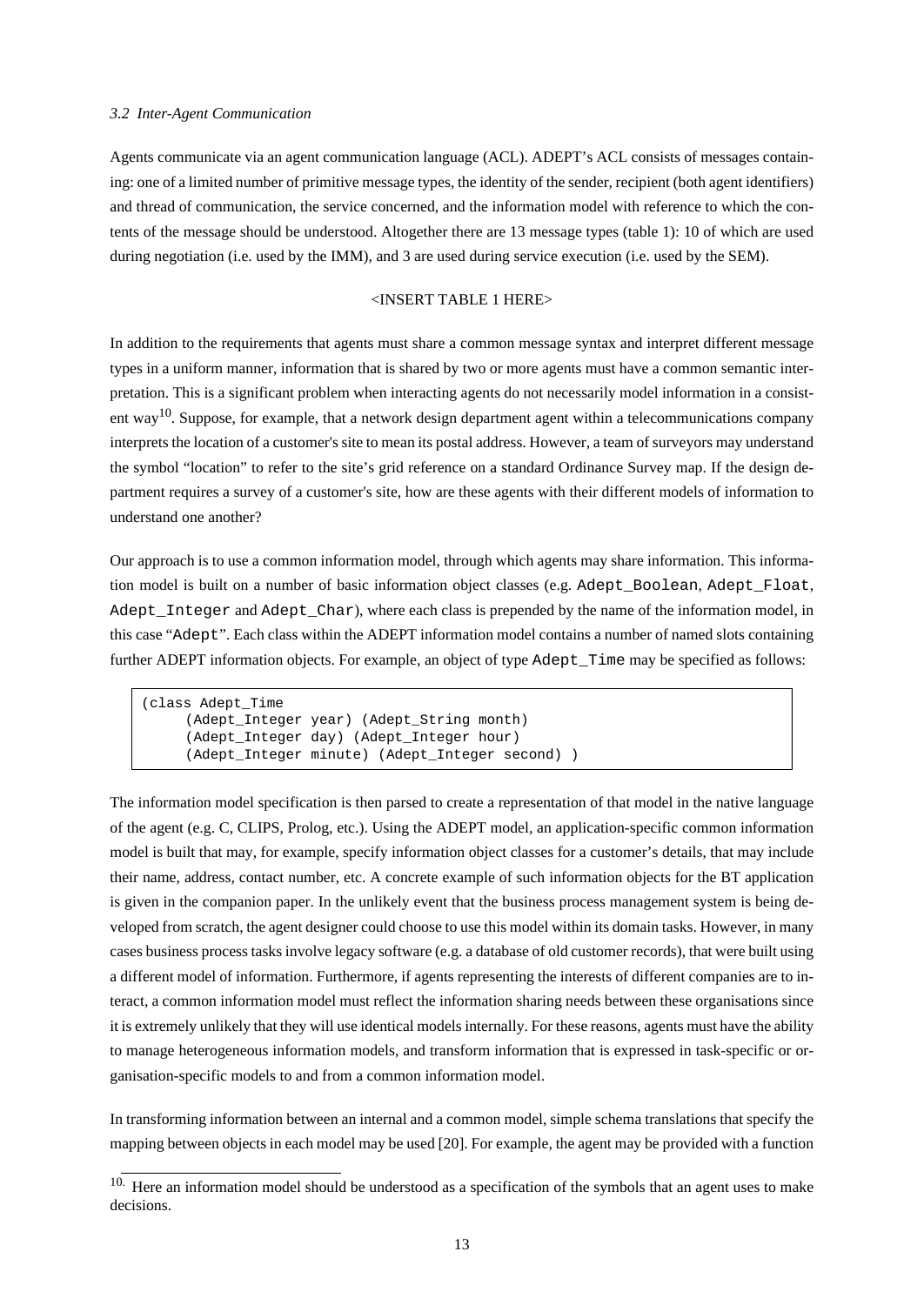*3.2 Inter-Agent Communication*

Agents communicate via an agent communication language (ACL). ADEPT's ACL consists of messages containing: one of a limited number of primitive message types, the identity of the sender, recipient (both agent identifiers) and thread of communication, the service concerned, and the information model with reference to which the contents of the message should be understood. Altogether there are 13 message types (table 1): 10 of which are used during negotiation (i.e. used by the IMM), and 3 are used during service execution (i.e. used by the SEM).

<INSERT TABLE 1 HERE>

In addition to the requirements that agents must share a common message syntax and interpret different message types in a uniform manner, information that is shared by two or more agents must have a common semantic interpretation. This is a significant problem when interacting agents do not necessarily model information in a consistent way[10]. Suppose, for example, that a network design department agent within a telecommunications company interprets the location of a customer's site to mean its postal address. However, a team of surveyors may understand the symbol "location" to refer to the site's grid reference on a standard Ordinance Survey map. If the design department requires a survey of a customer's site, how are these agents with their different models of information to understand one another?

Our approach is to use a common information model, through which agents may share information. This information model is built on a number of basic information object classes (e.g. `Adept_Boolean`, `Adept_Float`, `Adept_Integer` and `Adept_Char`), where each class is prepended by the name of the information model, in this case "`Adept`". Each class within the ADEPT information model contains a number of named slots containing further ADEPT information objects. For example, an object of type `Adept_Time` may be specified as follows:

```
(class Adept_Time
     (Adept_Integer year) (Adept_String month)
     (Adept_Integer day) (Adept_Integer hour)
     (Adept_Integer minute) (Adept_Integer second) )
```

The information model specification is then parsed to create a representation of that model in the native language of the agent (e.g. C, CLIPS, Prolog, etc.). Using the ADEPT model, an application-specific common information model is built that may, for example, specify information object classes for a customer's details, that may include their name, address, contact number, etc. A concrete example of such information objects for the BT application is given in the companion paper. In the unlikely event that the business process management system is being developed from scratch, the agent designer could choose to use this model within its domain tasks. However, in many cases business process tasks involve legacy software (e.g. a database of old customer records), that were built using a different model of information. Furthermore, if agents representing the interests of different companies are to interact, a common information model must reflect the information sharing needs between these organisations since it is extremely unlikely that they will use identical models internally. For these reasons, agents must have the ability to manage heterogeneous information models, and transform information that is expressed in task-specific or organisation-specific models to and from a common information model.

In transforming information between an internal and a common model, simple schema translations that specify the mapping between objects in each model may be used [20]. For example, the agent may be provided with a function

[10] Here an information model should be understood as a specification of the symbols that an agent uses to make decisions.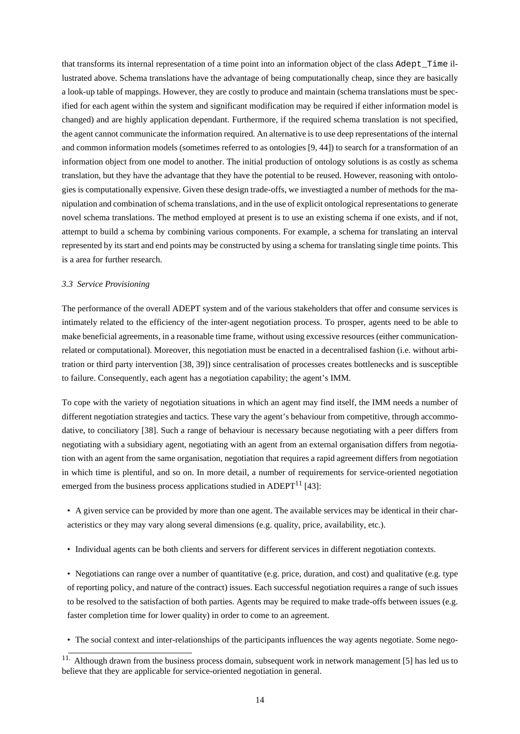that transforms its internal representation of a time point into an information object of the class `Adept_Time` illustrated above. Schema translations have the advantage of being computationally cheap, since they are basically a look-up table of mappings. However, they are costly to produce and maintain (schema translations must be specified for each agent within the system and significant modification may be required if either information model is changed) and are highly application dependant. Furthermore, if the required schema translation is not specified, the agent cannot communicate the information required. An alternative is to use deep representations of the internal and common information models (sometimes referred to as ontologies [9, 44]) to search for a transformation of an information object from one model to another. The initial production of ontology solutions is as costly as schema translation, but they have the advantage that they have the potential to be reused. However, reasoning with ontologies is computationally expensive. Given these design trade-offs, we investiagted a number of methods for the manipulation and combination of schema translations, and in the use of explicit ontological representations to generate novel schema translations. The method employed at present is to use an existing schema if one exists, and if not, attempt to build a schema by combining various components. For example, a schema for translating an interval represented by its start and end points may be constructed by using a schema for translating single time points. This is a area for further research.

### *3.3 Service Provisioning*

The performance of the overall ADEPT system and of the various stakeholders that offer and consume services is intimately related to the efficiency of the inter-agent negotiation process. To prosper, agents need to be able to make beneficial agreements, in a reasonable time frame, without using excessive resources (either communication-related or computational). Moreover, this negotiation must be enacted in a decentralised fashion (i.e. without arbitration or third party intervention [38, 39]) since centralisation of processes creates bottlenecks and is susceptible to failure. Consequently, each agent has a negotiation capability; the agent's IMM.

To cope with the variety of negotiation situations in which an agent may find itself, the IMM needs a number of different negotiation strategies and tactics. These vary the agent's behaviour from competitive, through accommodative, to conciliatory [38]. Such a range of behaviour is necessary because negotiating with a peer differs from negotiating with a subsidiary agent, negotiating with an agent from an external organisation differs from negotiation with an agent from the same organisation, negotiation that requires a rapid agreement differs from negotiation in which time is plentiful, and so on. In more detail, a number of requirements for service-oriented negotiation emerged from the business process applications studied in ADEPT[11] [43]:

- A given service can be provided by more than one agent. The available services may be identical in their characteristics or they may vary along several dimensions (e.g. quality, price, availability, etc.).
- Individual agents can be both clients and servers for different services in different negotiation contexts.
- Negotiations can range over a number of quantitative (e.g. price, duration, and cost) and qualitative (e.g. type of reporting policy, and nature of the contract) issues. Each successful negotiation requires a range of such issues to be resolved to the satisfaction of both parties. Agents may be required to make trade-offs between issues (e.g. faster completion time for lower quality) in order to come to an agreement.
- The social context and inter-relationships of the participants influences the way agents negotiate. Some nego-

[11] Although drawn from the business process domain, subsequent work in network management [5] has led us to believe that they are applicable for service-oriented negotiation in general.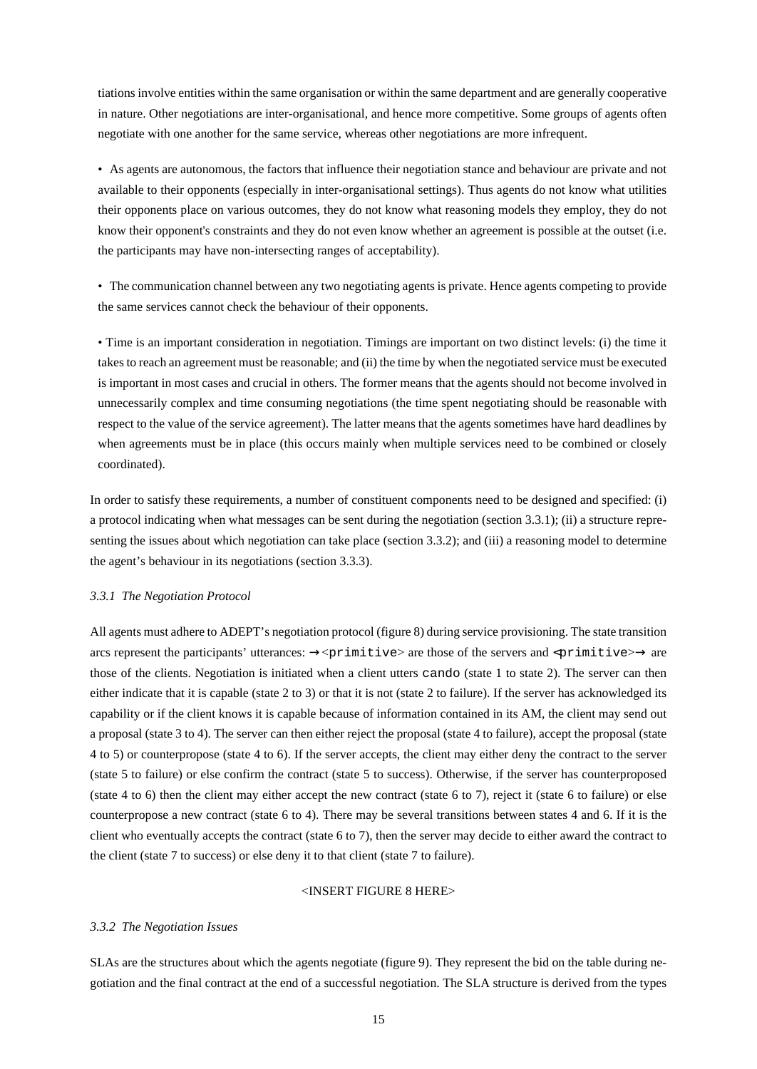tiations involve entities within the same organisation or within the same department and are generally cooperative in nature. Other negotiations are inter-organisational, and hence more competitive. Some groups of agents often negotiate with one another for the same service, whereas other negotiations are more infrequent.

- As agents are autonomous, the factors that influence their negotiation stance and behaviour are private and not available to their opponents (especially in inter-organisational settings). Thus agents do not know what utilities their opponents place on various outcomes, they do not know what reasoning models they employ, they do not know their opponent's constraints and they do not even know whether an agreement is possible at the outset (i.e. the participants may have non-intersecting ranges of acceptability).

- The communication channel between any two negotiating agents is private. Hence agents competing to provide the same services cannot check the behaviour of their opponents.

- Time is an important consideration in negotiation. Timings are important on two distinct levels: (i) the time it takes to reach an agreement must be reasonable; and (ii) the time by when the negotiated service must be executed is important in most cases and crucial in others. The former means that the agents should not become involved in unnecessarily complex and time consuming negotiations (the time spent negotiating should be reasonable with respect to the value of the service agreement). The latter means that the agents sometimes have hard deadlines by when agreements must be in place (this occurs mainly when multiple services need to be combined or closely coordinated).

In order to satisfy these requirements, a number of constituent components need to be designed and specified: (i) a protocol indicating when what messages can be sent during the negotiation (section 3.3.1); (ii) a structure representing the issues about which negotiation can take place (section 3.3.2); and (iii) a reasoning model to determine the agent's behaviour in its negotiations (section 3.3.3).

### *3.3.1 The Negotiation Protocol*

All agents must adhere to ADEPT's negotiation protocol (figure 8) during service provisioning. The state transition arcs represent the participants' utterances: →<`primitive`> are those of the servers and <`primitive`>→ are those of the clients. Negotiation is initiated when a client utters `cando` (state 1 to state 2). The server can then either indicate that it is capable (state 2 to 3) or that it is not (state 2 to failure). If the server has acknowledged its capability or if the client knows it is capable because of information contained in its AM, the client may send out a proposal (state 3 to 4). The server can then either reject the proposal (state 4 to failure), accept the proposal (state 4 to 5) or counterpropose (state 4 to 6). If the server accepts, the client may either deny the contract to the server (state 5 to failure) or else confirm the contract (state 5 to success). Otherwise, if the server has counterproposed (state 4 to 6) then the client may either accept the new contract (state 6 to 7), reject it (state 6 to failure) or else counterpropose a new contract (state 6 to 4). There may be several transitions between states 4 and 6. If it is the client who eventually accepts the contract (state 6 to 7), then the server may decide to either award the contract to the client (state 7 to success) or else deny it to that client (state 7 to failure).

<INSERT FIGURE 8 HERE>

### *3.3.2 The Negotiation Issues*

SLAs are the structures about which the agents negotiate (figure 9). They represent the bid on the table during negotiation and the final contract at the end of a successful negotiation. The SLA structure is derived from the types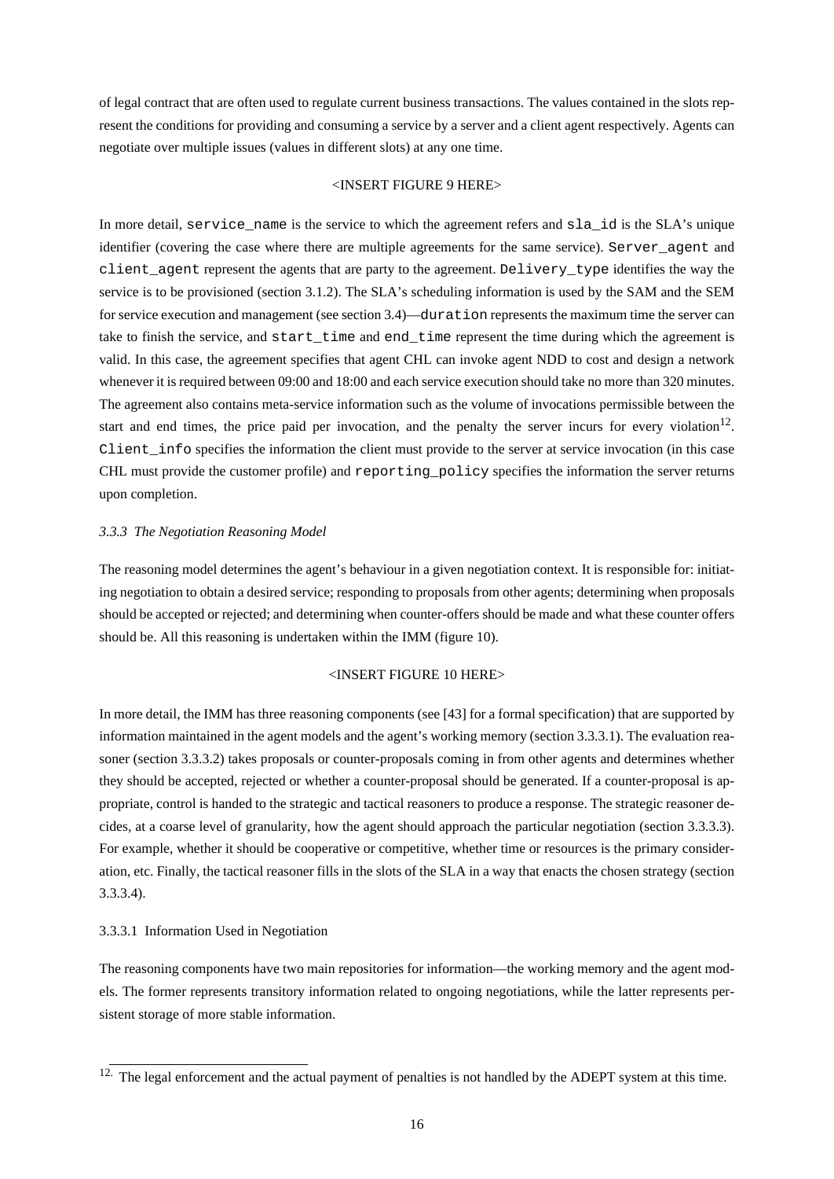of legal contract that are often used to regulate current business transactions. The values contained in the slots represent the conditions for providing and consuming a service by a server and a client agent respectively. Agents can negotiate over multiple issues (values in different slots) at any one time.

<INSERT FIGURE 9 HERE>

In more detail, `service_name` is the service to which the agreement refers and `sla_id` is the SLA's unique identifier (covering the case where there are multiple agreements for the same service). `Server_agent` and `client_agent` represent the agents that are party to the agreement. `Delivery_type` identifies the way the service is to be provisioned (section 3.1.2). The SLA's scheduling information is used by the SAM and the SEM for service execution and management (see section 3.4)—`duration` represents the maximum time the server can take to finish the service, and `start_time` and `end_time` represent the time during which the agreement is valid. In this case, the agreement specifies that agent CHL can invoke agent NDD to cost and design a network whenever it is required between 09:00 and 18:00 and each service execution should take no more than 320 minutes. The agreement also contains meta-service information such as the volume of invocations permissible between the start and end times, the price paid per invocation, and the penalty the server incurs for every violation[12]. `Client_info` specifies the information the client must provide to the server at service invocation (in this case CHL must provide the customer profile) and `reporting_policy` specifies the information the server returns upon completion.

### *3.3.3 The Negotiation Reasoning Model*

The reasoning model determines the agent's behaviour in a given negotiation context. It is responsible for: initiating negotiation to obtain a desired service; responding to proposals from other agents; determining when proposals should be accepted or rejected; and determining when counter-offers should be made and what these counter offers should be. All this reasoning is undertaken within the IMM (figure 10).

<INSERT FIGURE 10 HERE>

In more detail, the IMM has three reasoning components (see [43] for a formal specification) that are supported by information maintained in the agent models and the agent's working memory (section 3.3.3.1). The evaluation reasoner (section 3.3.3.2) takes proposals or counter-proposals coming in from other agents and determines whether they should be accepted, rejected or whether a counter-proposal should be generated. If a counter-proposal is appropriate, control is handed to the strategic and tactical reasoners to produce a response. The strategic reasoner decides, at a coarse level of granularity, how the agent should approach the particular negotiation (section 3.3.3.3). For example, whether it should be cooperative or competitive, whether time or resources is the primary consideration, etc. Finally, the tactical reasoner fills in the slots of the SLA in a way that enacts the chosen strategy (section 3.3.3.4).

#### 3.3.3.1 Information Used in Negotiation

The reasoning components have two main repositories for information—the working memory and the agent models. The former represents transitory information related to ongoing negotiations, while the latter represents persistent storage of more stable information.

---

[12] The legal enforcement and the actual payment of penalties is not handled by the ADEPT system at this time.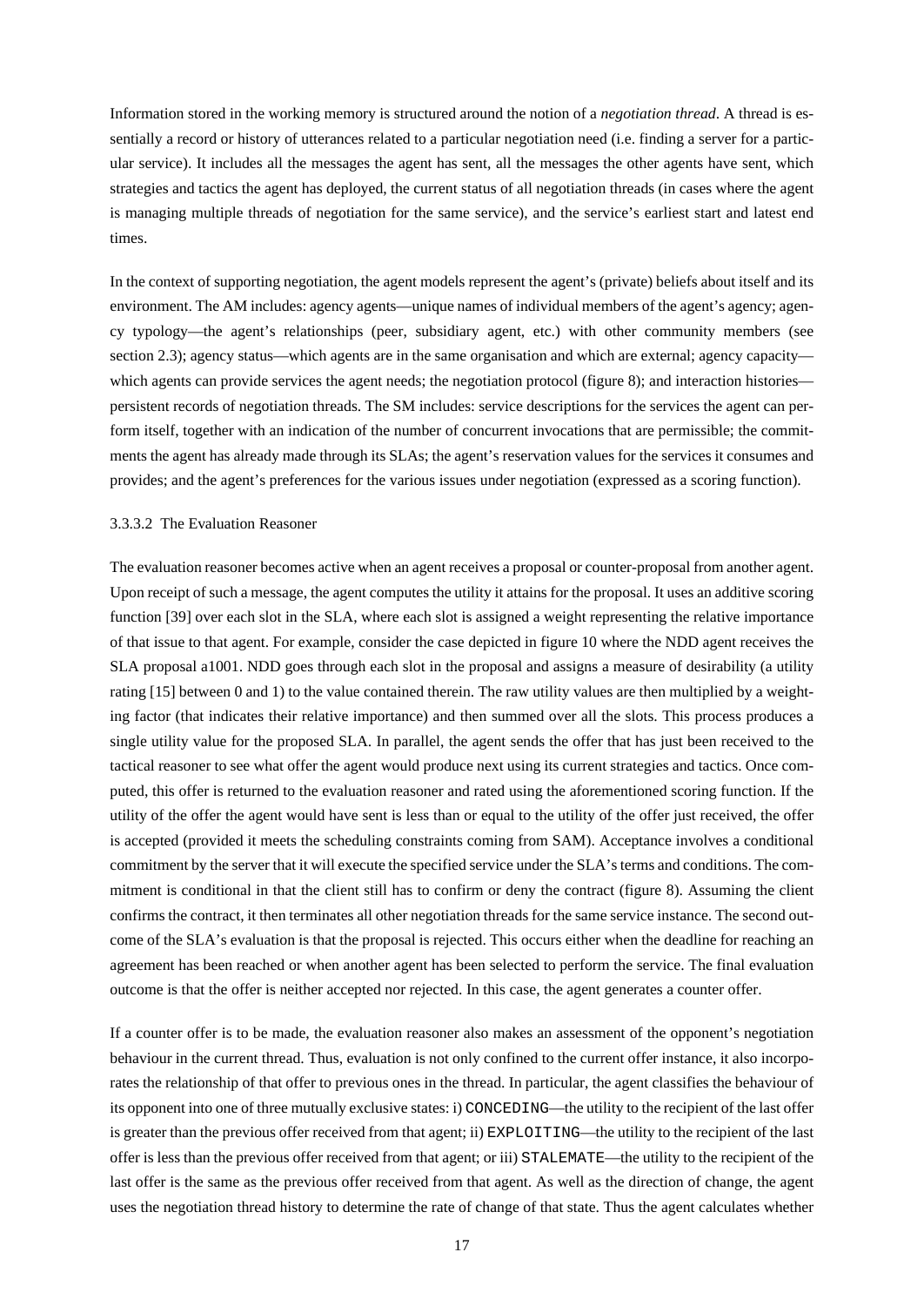Information stored in the working memory is structured around the notion of a *negotiation thread*. A thread is essentially a record or history of utterances related to a particular negotiation need (i.e. finding a server for a particular service). It includes all the messages the agent has sent, all the messages the other agents have sent, which strategies and tactics the agent has deployed, the current status of all negotiation threads (in cases where the agent is managing multiple threads of negotiation for the same service), and the service's earliest start and latest end times.

In the context of supporting negotiation, the agent models represent the agent's (private) beliefs about itself and its environment. The AM includes: agency agents—unique names of individual members of the agent's agency; agency typology—the agent's relationships (peer, subsidiary agent, etc.) with other community members (see section 2.3); agency status—which agents are in the same organisation and which are external; agency capacity—which agents can provide services the agent needs; the negotiation protocol (figure 8); and interaction histories—persistent records of negotiation threads. The SM includes: service descriptions for the services the agent can perform itself, together with an indication of the number of concurrent invocations that are permissible; the commitments the agent has already made through its SLAs; the agent's reservation values for the services it consumes and provides; and the agent's preferences for the various issues under negotiation (expressed as a scoring function).

#### 3.3.3.2 The Evaluation Reasoner

The evaluation reasoner becomes active when an agent receives a proposal or counter-proposal from another agent. Upon receipt of such a message, the agent computes the utility it attains for the proposal. It uses an additive scoring function [39] over each slot in the SLA, where each slot is assigned a weight representing the relative importance of that issue to that agent. For example, consider the case depicted in figure 10 where the NDD agent receives the SLA proposal a1001. NDD goes through each slot in the proposal and assigns a measure of desirability (a utility rating [15] between 0 and 1) to the value contained therein. The raw utility values are then multiplied by a weighting factor (that indicates their relative importance) and then summed over all the slots. This process produces a single utility value for the proposed SLA. In parallel, the agent sends the offer that has just been received to the tactical reasoner to see what offer the agent would produce next using its current strategies and tactics. Once computed, this offer is returned to the evaluation reasoner and rated using the aforementioned scoring function. If the utility of the offer the agent would have sent is less than or equal to the utility of the offer just received, the offer is accepted (provided it meets the scheduling constraints coming from SAM). Acceptance involves a conditional commitment by the server that it will execute the specified service under the SLA's terms and conditions. The commitment is conditional in that the client still has to confirm or deny the contract (figure 8). Assuming the client confirms the contract, it then terminates all other negotiation threads for the same service instance. The second outcome of the SLA's evaluation is that the proposal is rejected. This occurs either when the deadline for reaching an agreement has been reached or when another agent has been selected to perform the service. The final evaluation outcome is that the offer is neither accepted nor rejected. In this case, the agent generates a counter offer.

If a counter offer is to be made, the evaluation reasoner also makes an assessment of the opponent's negotiation behaviour in the current thread. Thus, evaluation is not only confined to the current offer instance, it also incorporates the relationship of that offer to previous ones in the thread. In particular, the agent classifies the behaviour of its opponent into one of three mutually exclusive states: i) `CONCEDING`—the utility to the recipient of the last offer is greater than the previous offer received from that agent; ii) `EXPLOITING`—the utility to the recipient of the last offer is less than the previous offer received from that agent; or iii) `STALEMATE`—the utility to the recipient of the last offer is the same as the previous offer received from that agent. As well as the direction of change, the agent uses the negotiation thread history to determine the rate of change of that state. Thus the agent calculates whether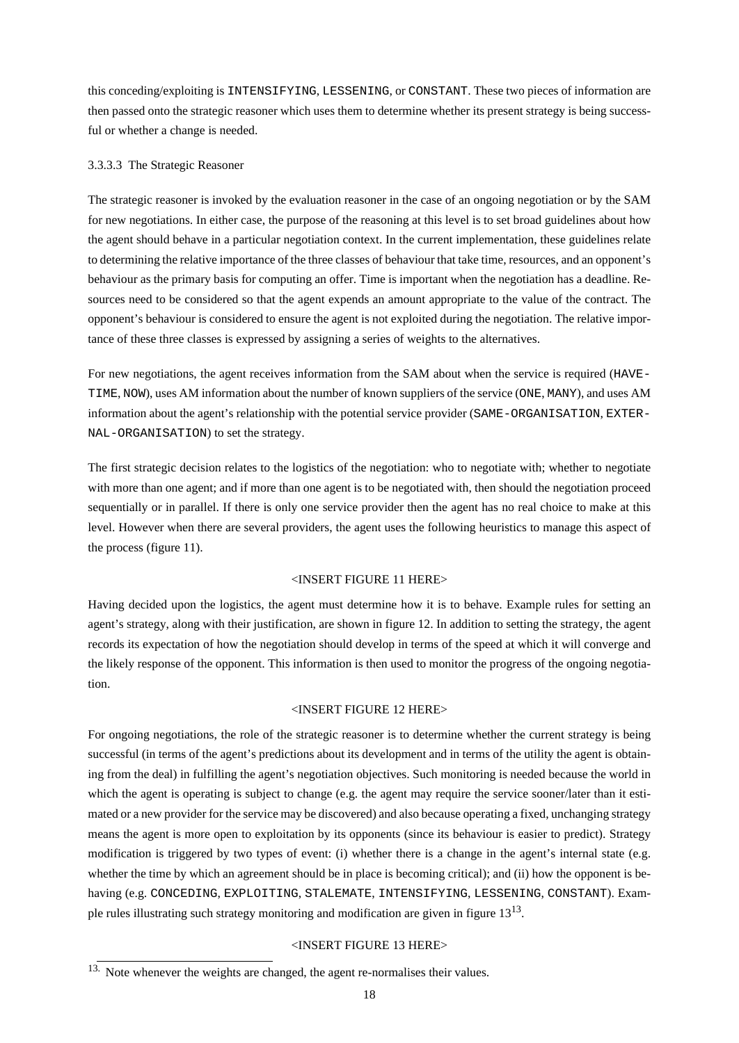this conceding/exploiting is INTENSIFYING, LESSENING, or CONSTANT. These two pieces of information are then passed onto the strategic reasoner which uses them to determine whether its present strategy is being successful or whether a change is needed.

#### 3.3.3.3 The Strategic Reasoner

The strategic reasoner is invoked by the evaluation reasoner in the case of an ongoing negotiation or by the SAM for new negotiations. In either case, the purpose of the reasoning at this level is to set broad guidelines about how the agent should behave in a particular negotiation context. In the current implementation, these guidelines relate to determining the relative importance of the three classes of behaviour that take time, resources, and an opponent's behaviour as the primary basis for computing an offer. Time is important when the negotiation has a deadline. Resources need to be considered so that the agent expends an amount appropriate to the value of the contract. The opponent's behaviour is considered to ensure the agent is not exploited during the negotiation. The relative importance of these three classes is expressed by assigning a series of weights to the alternatives.

For new negotiations, the agent receives information from the SAM about when the service is required (HAVE-TIME, NOW), uses AM information about the number of known suppliers of the service (ONE, MANY), and uses AM information about the agent's relationship with the potential service provider (SAME-ORGANISATION, EXTERNAL-ORGANISATION) to set the strategy.

The first strategic decision relates to the logistics of the negotiation: who to negotiate with; whether to negotiate with more than one agent; and if more than one agent is to be negotiated with, then should the negotiation proceed sequentially or in parallel. If there is only one service provider then the agent has no real choice to make at this level. However when there are several providers, the agent uses the following heuristics to manage this aspect of the process (figure 11).

<INSERT FIGURE 11 HERE>

Having decided upon the logistics, the agent must determine how it is to behave. Example rules for setting an agent's strategy, along with their justification, are shown in figure 12. In addition to setting the strategy, the agent records its expectation of how the negotiation should develop in terms of the speed at which it will converge and the likely response of the opponent. This information is then used to monitor the progress of the ongoing negotiation.

<INSERT FIGURE 12 HERE>

For ongoing negotiations, the role of the strategic reasoner is to determine whether the current strategy is being successful (in terms of the agent's predictions about its development and in terms of the utility the agent is obtaining from the deal) in fulfilling the agent's negotiation objectives. Such monitoring is needed because the world in which the agent is operating is subject to change (e.g. the agent may require the service sooner/later than it estimated or a new provider for the service may be discovered) and also because operating a fixed, unchanging strategy means the agent is more open to exploitation by its opponents (since its behaviour is easier to predict). Strategy modification is triggered by two types of event: (i) whether there is a change in the agent's internal state (e.g. whether the time by which an agreement should be in place is becoming critical); and (ii) how the opponent is behaving (e.g. CONCEDING, EXPLOITING, STALEMATE, INTENSIFYING, LESSENING, CONSTANT). Example rules illustrating such strategy monitoring and modification are given in figure 13[13].

<INSERT FIGURE 13 HERE>

[13]. Note whenever the weights are changed, the agent re-normalises their values.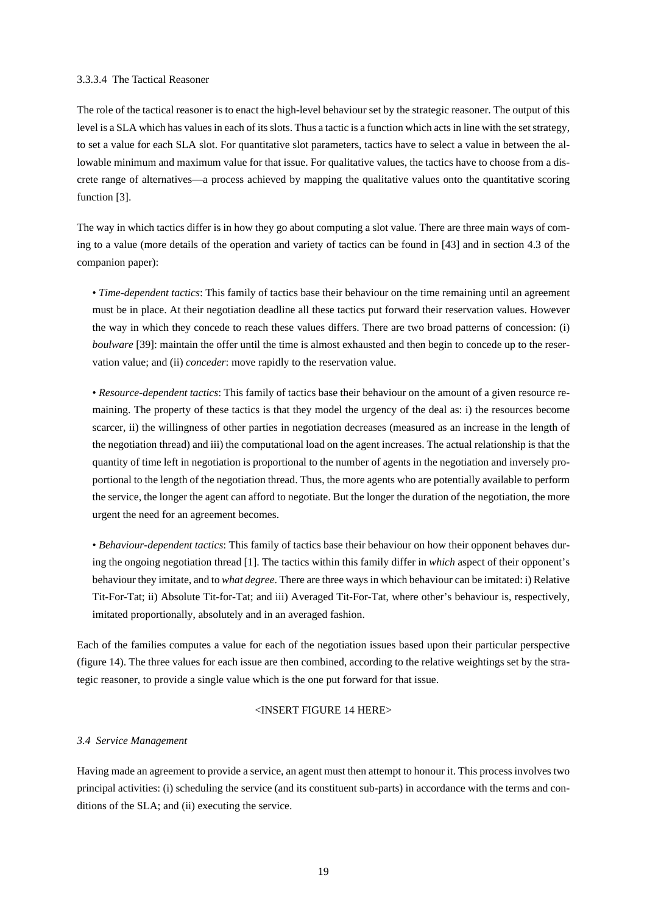#### 3.3.3.4 The Tactical Reasoner

The role of the tactical reasoner is to enact the high-level behaviour set by the strategic reasoner. The output of this level is a SLA which has values in each of its slots. Thus a tactic is a function which acts in line with the set strategy, to set a value for each SLA slot. For quantitative slot parameters, tactics have to select a value in between the allowable minimum and maximum value for that issue. For qualitative values, the tactics have to choose from a discrete range of alternatives—a process achieved by mapping the qualitative values onto the quantitative scoring function [3].

The way in which tactics differ is in how they go about computing a slot value. There are three main ways of coming to a value (more details of the operation and variety of tactics can be found in [43] and in section 4.3 of the companion paper):

- *Time-dependent tactics*: This family of tactics base their behaviour on the time remaining until an agreement must be in place. At their negotiation deadline all these tactics put forward their reservation values. However the way in which they concede to reach these values differs. There are two broad patterns of concession: (i) *boulware* [39]: maintain the offer until the time is almost exhausted and then begin to concede up to the reservation value; and (ii) *conceder*: move rapidly to the reservation value.

- *Resource-dependent tactics*: This family of tactics base their behaviour on the amount of a given resource remaining. The property of these tactics is that they model the urgency of the deal as: i) the resources become scarcer, ii) the willingness of other parties in negotiation decreases (measured as an increase in the length of the negotiation thread) and iii) the computational load on the agent increases. The actual relationship is that the quantity of time left in negotiation is proportional to the number of agents in the negotiation and inversely proportional to the length of the negotiation thread. Thus, the more agents who are potentially available to perform the service, the longer the agent can afford to negotiate. But the longer the duration of the negotiation, the more urgent the need for an agreement becomes.

- *Behaviour-dependent tactics*: This family of tactics base their behaviour on how their opponent behaves during the ongoing negotiation thread [1]. The tactics within this family differ in *which* aspect of their opponent's behaviour they imitate, and to *what degree*. There are three ways in which behaviour can be imitated: i) Relative Tit-For-Tat; ii) Absolute Tit-for-Tat; and iii) Averaged Tit-For-Tat, where other's behaviour is, respectively, imitated proportionally, absolutely and in an averaged fashion.

Each of the families computes a value for each of the negotiation issues based upon their particular perspective (figure 14). The three values for each issue are then combined, according to the relative weightings set by the strategic reasoner, to provide a single value which is the one put forward for that issue.

<INSERT FIGURE 14 HERE>

### *3.4 Service Management*

Having made an agreement to provide a service, an agent must then attempt to honour it. This process involves two principal activities: (i) scheduling the service (and its constituent sub-parts) in accordance with the terms and conditions of the SLA; and (ii) executing the service.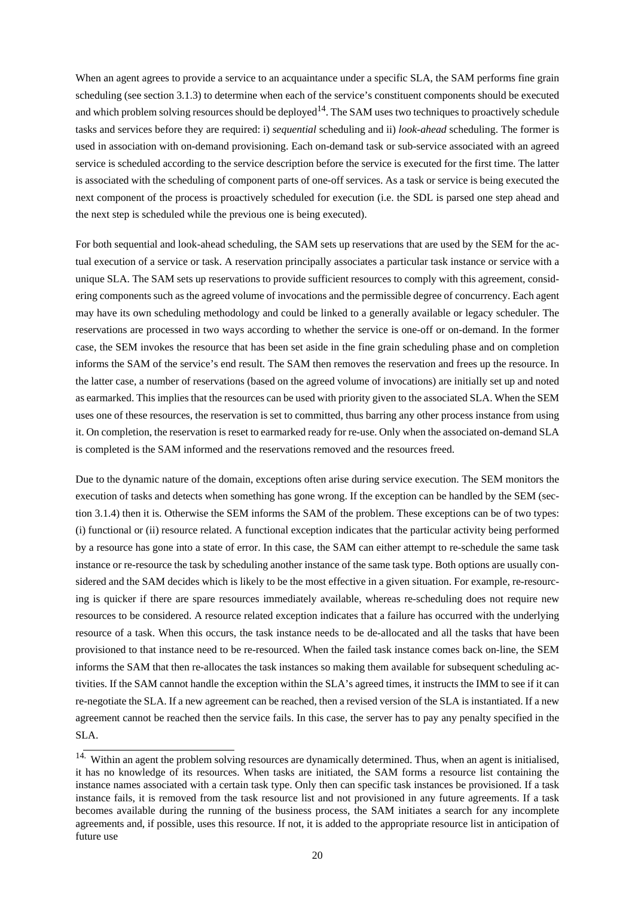When an agent agrees to provide a service to an acquaintance under a specific SLA, the SAM performs fine grain scheduling (see section 3.1.3) to determine when each of the service's constituent components should be executed and which problem solving resources should be deployed[14]. The SAM uses two techniques to proactively schedule tasks and services before they are required: i) *sequential* scheduling and ii) *look-ahead* scheduling. The former is used in association with on-demand provisioning. Each on-demand task or sub-service associated with an agreed service is scheduled according to the service description before the service is executed for the first time. The latter is associated with the scheduling of component parts of one-off services. As a task or service is being executed the next component of the process is proactively scheduled for execution (i.e. the SDL is parsed one step ahead and the next step is scheduled while the previous one is being executed).

For both sequential and look-ahead scheduling, the SAM sets up reservations that are used by the SEM for the actual execution of a service or task. A reservation principally associates a particular task instance or service with a unique SLA. The SAM sets up reservations to provide sufficient resources to comply with this agreement, considering components such as the agreed volume of invocations and the permissible degree of concurrency. Each agent may have its own scheduling methodology and could be linked to a generally available or legacy scheduler. The reservations are processed in two ways according to whether the service is one-off or on-demand. In the former case, the SEM invokes the resource that has been set aside in the fine grain scheduling phase and on completion informs the SAM of the service's end result. The SAM then removes the reservation and frees up the resource. In the latter case, a number of reservations (based on the agreed volume of invocations) are initially set up and noted as earmarked. This implies that the resources can be used with priority given to the associated SLA. When the SEM uses one of these resources, the reservation is set to committed, thus barring any other process instance from using it. On completion, the reservation is reset to earmarked ready for re-use. Only when the associated on-demand SLA is completed is the SAM informed and the reservations removed and the resources freed.

Due to the dynamic nature of the domain, exceptions often arise during service execution. The SEM monitors the execution of tasks and detects when something has gone wrong. If the exception can be handled by the SEM (section 3.1.4) then it is. Otherwise the SEM informs the SAM of the problem. These exceptions can be of two types: (i) functional or (ii) resource related. A functional exception indicates that the particular activity being performed by a resource has gone into a state of error. In this case, the SAM can either attempt to re-schedule the same task instance or re-resource the task by scheduling another instance of the same task type. Both options are usually considered and the SAM decides which is likely to be the most effective in a given situation. For example, re-resourcing is quicker if there are spare resources immediately available, whereas re-scheduling does not require new resources to be considered. A resource related exception indicates that a failure has occurred with the underlying resource of a task. When this occurs, the task instance needs to be de-allocated and all the tasks that have been provisioned to that instance need to be re-resourced. When the failed task instance comes back on-line, the SEM informs the SAM that then re-allocates the task instances so making them available for subsequent scheduling activities. If the SAM cannot handle the exception within the SLA's agreed times, it instructs the IMM to see if it can re-negotiate the SLA. If a new agreement can be reached, then a revised version of the SLA is instantiated. If a new agreement cannot be reached then the service fails. In this case, the server has to pay any penalty specified in the SLA.

[14] Within an agent the problem solving resources are dynamically determined. Thus, when an agent is initialised, it has no knowledge of its resources. When tasks are initiated, the SAM forms a resource list containing the instance names associated with a certain task type. Only then can specific task instances be provisioned. If a task instance fails, it is removed from the task resource list and not provisioned in any future agreements. If a task becomes available during the running of the business process, the SAM initiates a search for any incomplete agreements and, if possible, uses this resource. If not, it is added to the appropriate resource list in anticipation of future use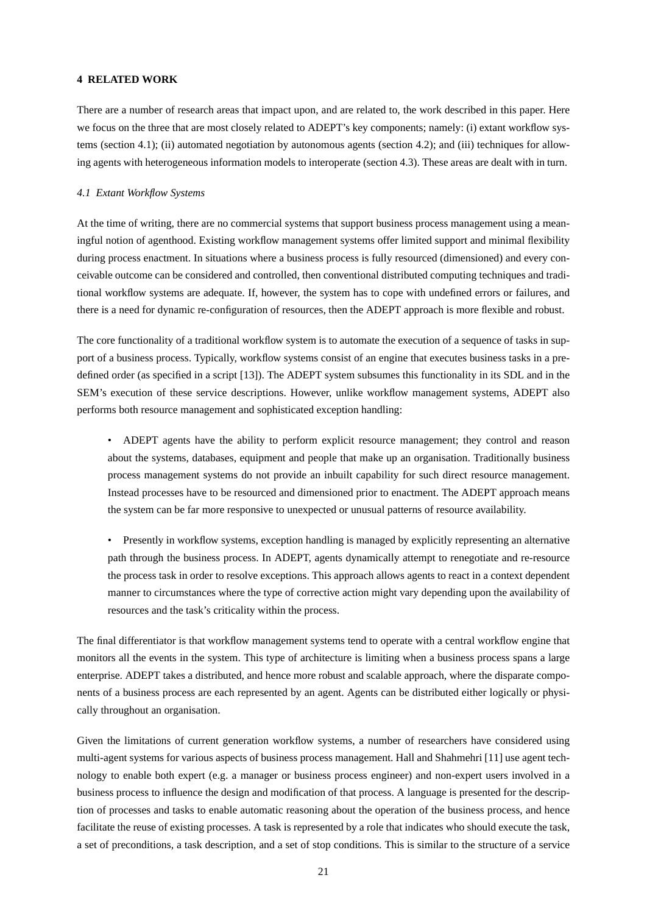## 4 RELATED WORK

There are a number of research areas that impact upon, and are related to, the work described in this paper. Here we focus on the three that are most closely related to ADEPT's key components; namely: (i) extant workflow systems (section 4.1); (ii) automated negotiation by autonomous agents (section 4.2); and (iii) techniques for allowing agents with heterogeneous information models to interoperate (section 4.3). These areas are dealt with in turn.

### *4.1 Extant Workflow Systems*

At the time of writing, there are no commercial systems that support business process management using a meaningful notion of agenthood. Existing workflow management systems offer limited support and minimal flexibility during process enactment. In situations where a business process is fully resourced (dimensioned) and every conceivable outcome can be considered and controlled, then conventional distributed computing techniques and traditional workflow systems are adequate. If, however, the system has to cope with undefined errors or failures, and there is a need for dynamic re-configuration of resources, then the ADEPT approach is more flexible and robust.

The core functionality of a traditional workflow system is to automate the execution of a sequence of tasks in support of a business process. Typically, workflow systems consist of an engine that executes business tasks in a predefined order (as specified in a script [13]). The ADEPT system subsumes this functionality in its SDL and in the SEM's execution of these service descriptions. However, unlike workflow management systems, ADEPT also performs both resource management and sophisticated exception handling:

- ADEPT agents have the ability to perform explicit resource management; they control and reason about the systems, databases, equipment and people that make up an organisation. Traditionally business process management systems do not provide an inbuilt capability for such direct resource management. Instead processes have to be resourced and dimensioned prior to enactment. The ADEPT approach means the system can be far more responsive to unexpected or unusual patterns of resource availability.

- Presently in workflow systems, exception handling is managed by explicitly representing an alternative path through the business process. In ADEPT, agents dynamically attempt to renegotiate and re-resource the process task in order to resolve exceptions. This approach allows agents to react in a context dependent manner to circumstances where the type of corrective action might vary depending upon the availability of resources and the task's criticality within the process.

The final differentiator is that workflow management systems tend to operate with a central workflow engine that monitors all the events in the system. This type of architecture is limiting when a business process spans a large enterprise. ADEPT takes a distributed, and hence more robust and scalable approach, where the disparate components of a business process are each represented by an agent. Agents can be distributed either logically or physically throughout an organisation.

Given the limitations of current generation workflow systems, a number of researchers have considered using multi-agent systems for various aspects of business process management. Hall and Shahmehri [11] use agent technology to enable both expert (e.g. a manager or business process engineer) and non-expert users involved in a business process to influence the design and modification of that process. A language is presented for the description of processes and tasks to enable automatic reasoning about the operation of the business process, and hence facilitate the reuse of existing processes. A task is represented by a role that indicates who should execute the task, a set of preconditions, a task description, and a set of stop conditions. This is similar to the structure of a service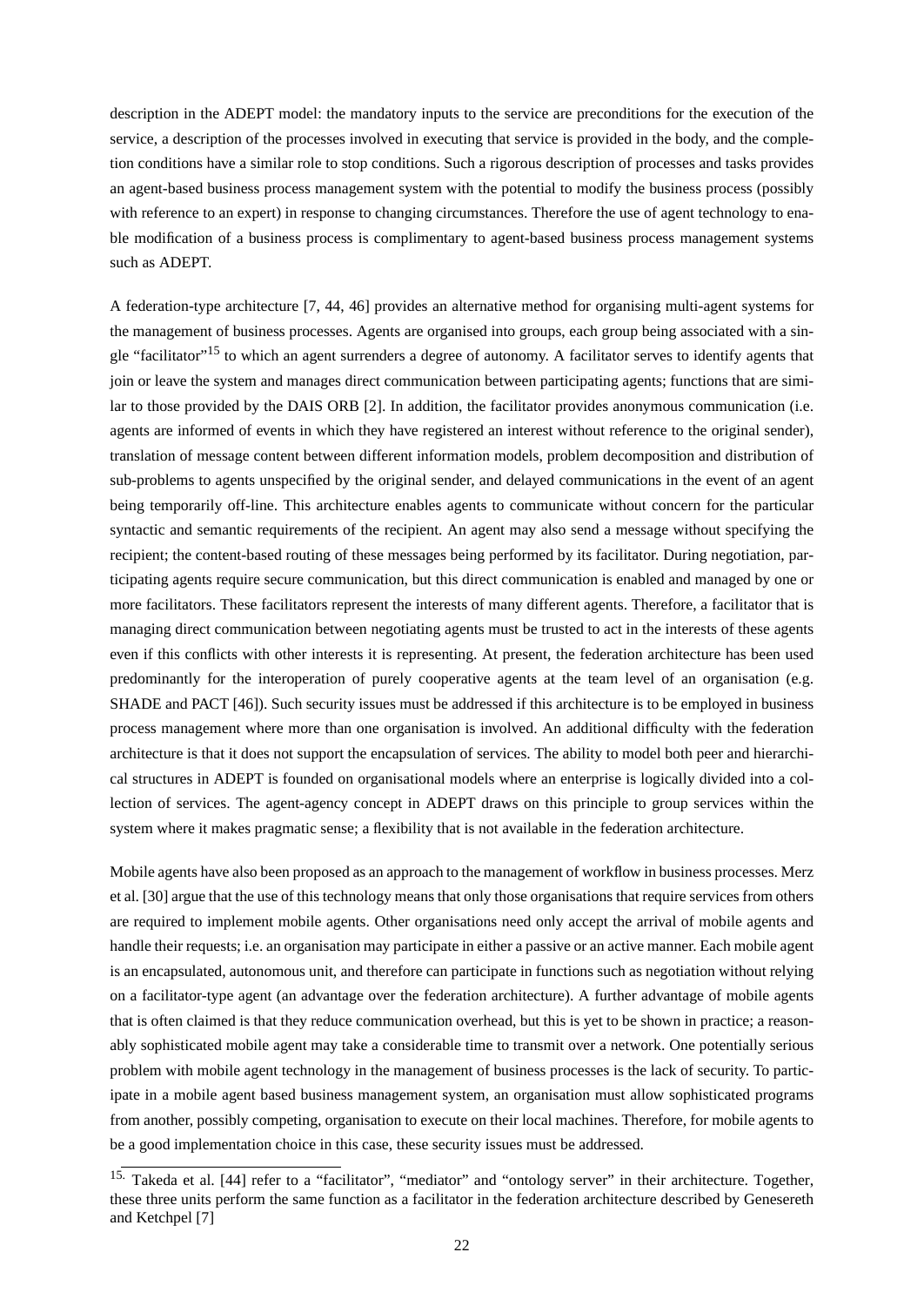description in the ADEPT model: the mandatory inputs to the service are preconditions for the execution of the service, a description of the processes involved in executing that service is provided in the body, and the completion conditions have a similar role to stop conditions. Such a rigorous description of processes and tasks provides an agent-based business process management system with the potential to modify the business process (possibly with reference to an expert) in response to changing circumstances. Therefore the use of agent technology to enable modification of a business process is complimentary to agent-based business process management systems such as ADEPT.

A federation-type architecture [7, 44, 46] provides an alternative method for organising multi-agent systems for the management of business processes. Agents are organised into groups, each group being associated with a single "facilitator"[15] to which an agent surrenders a degree of autonomy. A facilitator serves to identify agents that join or leave the system and manages direct communication between participating agents; functions that are similar to those provided by the DAIS ORB [2]. In addition, the facilitator provides anonymous communication (i.e. agents are informed of events in which they have registered an interest without reference to the original sender), translation of message content between different information models, problem decomposition and distribution of sub-problems to agents unspecified by the original sender, and delayed communications in the event of an agent being temporarily off-line. This architecture enables agents to communicate without concern for the particular syntactic and semantic requirements of the recipient. An agent may also send a message without specifying the recipient; the content-based routing of these messages being performed by its facilitator. During negotiation, participating agents require secure communication, but this direct communication is enabled and managed by one or more facilitators. These facilitators represent the interests of many different agents. Therefore, a facilitator that is managing direct communication between negotiating agents must be trusted to act in the interests of these agents even if this conflicts with other interests it is representing. At present, the federation architecture has been used predominantly for the interoperation of purely cooperative agents at the team level of an organisation (e.g. SHADE and PACT [46]). Such security issues must be addressed if this architecture is to be employed in business process management where more than one organisation is involved. An additional difficulty with the federation architecture is that it does not support the encapsulation of services. The ability to model both peer and hierarchical structures in ADEPT is founded on organisational models where an enterprise is logically divided into a collection of services. The agent-agency concept in ADEPT draws on this principle to group services within the system where it makes pragmatic sense; a flexibility that is not available in the federation architecture.

Mobile agents have also been proposed as an approach to the management of workflow in business processes. Merz et al. [30] argue that the use of this technology means that only those organisations that require services from others are required to implement mobile agents. Other organisations need only accept the arrival of mobile agents and handle their requests; i.e. an organisation may participate in either a passive or an active manner. Each mobile agent is an encapsulated, autonomous unit, and therefore can participate in functions such as negotiation without relying on a facilitator-type agent (an advantage over the federation architecture). A further advantage of mobile agents that is often claimed is that they reduce communication overhead, but this is yet to be shown in practice; a reasonably sophisticated mobile agent may take a considerable time to transmit over a network. One potentially serious problem with mobile agent technology in the management of business processes is the lack of security. To participate in a mobile agent based business management system, an organisation must allow sophisticated programs from another, possibly competing, organisation to execute on their local machines. Therefore, for mobile agents to be a good implementation choice in this case, these security issues must be addressed.

---

[15] Takeda et al. [44] refer to a "facilitator", "mediator" and "ontology server" in their architecture. Together, these three units perform the same function as a facilitator in the federation architecture described by Genesereth and Ketchpel [7]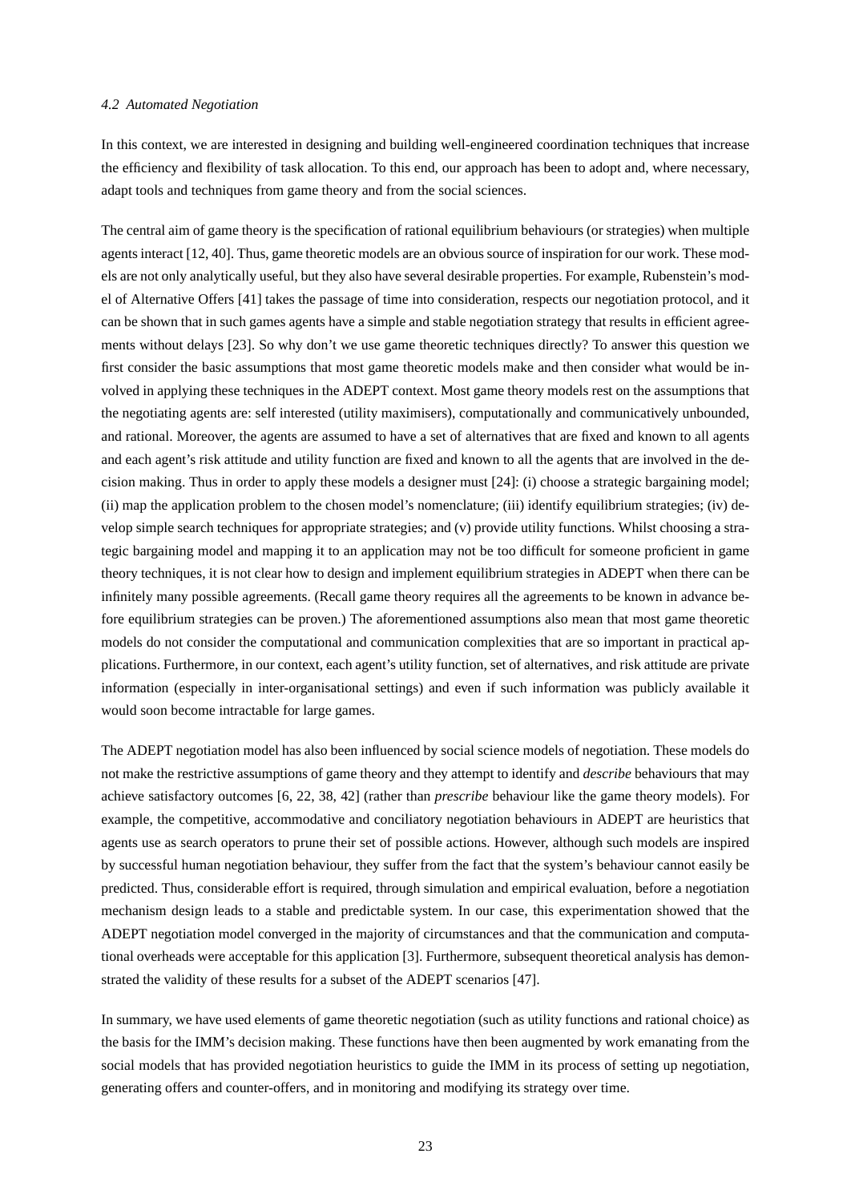### *4.2 Automated Negotiation*

In this context, we are interested in designing and building well-engineered coordination techniques that increase the efficiency and flexibility of task allocation. To this end, our approach has been to adopt and, where necessary, adapt tools and techniques from game theory and from the social sciences.

The central aim of game theory is the specification of rational equilibrium behaviours (or strategies) when multiple agents interact [12, 40]. Thus, game theoretic models are an obvious source of inspiration for our work. These models are not only analytically useful, but they also have several desirable properties. For example, Rubenstein's model of Alternative Offers [41] takes the passage of time into consideration, respects our negotiation protocol, and it can be shown that in such games agents have a simple and stable negotiation strategy that results in efficient agreements without delays [23]. So why don't we use game theoretic techniques directly? To answer this question we first consider the basic assumptions that most game theoretic models make and then consider what would be involved in applying these techniques in the ADEPT context. Most game theory models rest on the assumptions that the negotiating agents are: self interested (utility maximisers), computationally and communicatively unbounded, and rational. Moreover, the agents are assumed to have a set of alternatives that are fixed and known to all agents and each agent's risk attitude and utility function are fixed and known to all the agents that are involved in the decision making. Thus in order to apply these models a designer must [24]: (i) choose a strategic bargaining model; (ii) map the application problem to the chosen model's nomenclature; (iii) identify equilibrium strategies; (iv) develop simple search techniques for appropriate strategies; and (v) provide utility functions. Whilst choosing a strategic bargaining model and mapping it to an application may not be too difficult for someone proficient in game theory techniques, it is not clear how to design and implement equilibrium strategies in ADEPT when there can be infinitely many possible agreements. (Recall game theory requires all the agreements to be known in advance before equilibrium strategies can be proven.) The aforementioned assumptions also mean that most game theoretic models do not consider the computational and communication complexities that are so important in practical applications. Furthermore, in our context, each agent's utility function, set of alternatives, and risk attitude are private information (especially in inter-organisational settings) and even if such information was publicly available it would soon become intractable for large games.

The ADEPT negotiation model has also been influenced by social science models of negotiation. These models do not make the restrictive assumptions of game theory and they attempt to identify and *describe* behaviours that may achieve satisfactory outcomes [6, 22, 38, 42] (rather than *prescribe* behaviour like the game theory models). For example, the competitive, accommodative and conciliatory negotiation behaviours in ADEPT are heuristics that agents use as search operators to prune their set of possible actions. However, although such models are inspired by successful human negotiation behaviour, they suffer from the fact that the system's behaviour cannot easily be predicted. Thus, considerable effort is required, through simulation and empirical evaluation, before a negotiation mechanism design leads to a stable and predictable system. In our case, this experimentation showed that the ADEPT negotiation model converged in the majority of circumstances and that the communication and computational overheads were acceptable for this application [3]. Furthermore, subsequent theoretical analysis has demonstrated the validity of these results for a subset of the ADEPT scenarios [47].

In summary, we have used elements of game theoretic negotiation (such as utility functions and rational choice) as the basis for the IMM's decision making. These functions have then been augmented by work emanating from the social models that has provided negotiation heuristics to guide the IMM in its process of setting up negotiation, generating offers and counter-offers, and in monitoring and modifying its strategy over time.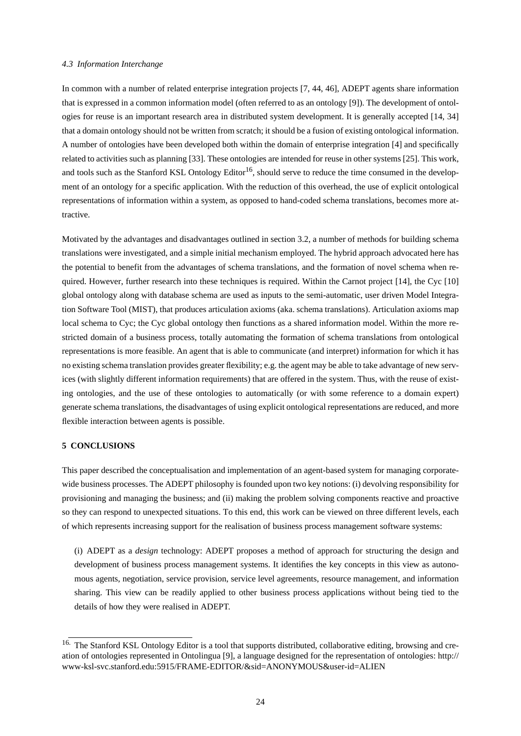### 4.3 Information Interchange

In common with a number of related enterprise integration projects [7, 44, 46], ADEPT agents share information that is expressed in a common information model (often referred to as an ontology [9]). The development of ontologies for reuse is an important research area in distributed system development. It is generally accepted [14, 34] that a domain ontology should not be written from scratch; it should be a fusion of existing ontological information. A number of ontologies have been developed both within the domain of enterprise integration [4] and specifically related to activities such as planning [33]. These ontologies are intended for reuse in other systems [25]. This work, and tools such as the Stanford KSL Ontology Editor[16], should serve to reduce the time consumed in the development of an ontology for a specific application. With the reduction of this overhead, the use of explicit ontological representations of information within a system, as opposed to hand-coded schema translations, becomes more attractive.

Motivated by the advantages and disadvantages outlined in section 3.2, a number of methods for building schema translations were investigated, and a simple initial mechanism employed. The hybrid approach advocated here has the potential to benefit from the advantages of schema translations, and the formation of novel schema when required. However, further research into these techniques is required. Within the Carnot project [14], the Cyc [10] global ontology along with database schema are used as inputs to the semi-automatic, user driven Model Integration Software Tool (MIST), that produces articulation axioms (aka. schema translations). Articulation axioms map local schema to Cyc; the Cyc global ontology then functions as a shared information model. Within the more restricted domain of a business process, totally automating the formation of schema translations from ontological representations is more feasible. An agent that is able to communicate (and interpret) information for which it has no existing schema translation provides greater flexibility; e.g. the agent may be able to take advantage of new services (with slightly different information requirements) that are offered in the system. Thus, with the reuse of existing ontologies, and the use of these ontologies to automatically (or with some reference to a domain expert) generate schema translations, the disadvantages of using explicit ontological representations are reduced, and more flexible interaction between agents is possible.

## 5 CONCLUSIONS

This paper described the conceptualisation and implementation of an agent-based system for managing corporate-wide business processes. The ADEPT philosophy is founded upon two key notions: (i) devolving responsibility for provisioning and managing the business; and (ii) making the problem solving components reactive and proactive so they can respond to unexpected situations. To this end, this work can be viewed on three different levels, each of which represents increasing support for the realisation of business process management software systems:

(i) ADEPT as a *design* technology: ADEPT proposes a method of approach for structuring the design and development of business process management systems. It identifies the key concepts in this view as autonomous agents, negotiation, service provision, service level agreements, resource management, and information sharing. This view can be readily applied to other business process applications without being tied to the details of how they were realised in ADEPT.

[16] The Stanford KSL Ontology Editor is a tool that supports distributed, collaborative editing, browsing and creation of ontologies represented in Ontolingua [9], a language designed for the representation of ontologies: http://www-ksl-svc.stanford.edu:5915/FRAME-EDITOR/&sid=ANONYMOUS&user-id=ALIEN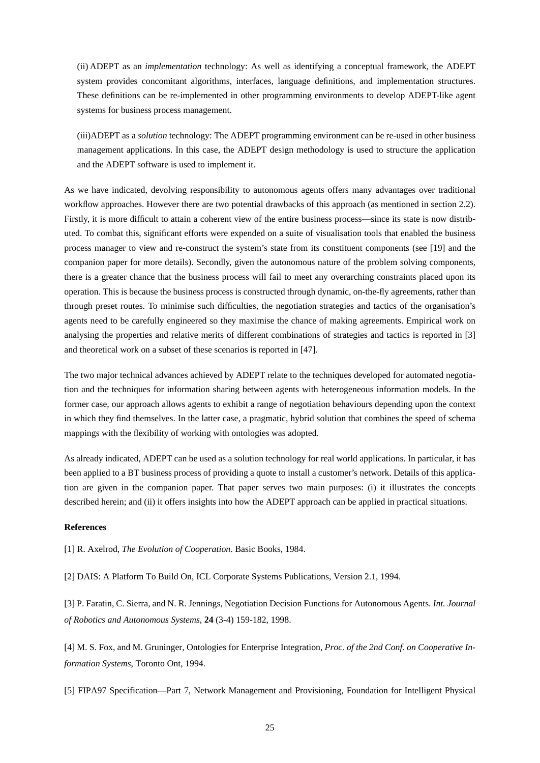(ii) ADEPT as an *implementation* technology: As well as identifying a conceptual framework, the ADEPT system provides concomitant algorithms, interfaces, language definitions, and implementation structures. These definitions can be re-implemented in other programming environments to develop ADEPT-like agent systems for business process management.

(iii)ADEPT as a *solution* technology: The ADEPT programming environment can be re-used in other business management applications. In this case, the ADEPT design methodology is used to structure the application and the ADEPT software is used to implement it.

As we have indicated, devolving responsibility to autonomous agents offers many advantages over traditional workflow approaches. However there are two potential drawbacks of this approach (as mentioned in section 2.2). Firstly, it is more difficult to attain a coherent view of the entire business process—since its state is now distributed. To combat this, significant efforts were expended on a suite of visualisation tools that enabled the business process manager to view and re-construct the system's state from its constituent components (see [19] and the companion paper for more details). Secondly, given the autonomous nature of the problem solving components, there is a greater chance that the business process will fail to meet any overarching constraints placed upon its operation. This is because the business process is constructed through dynamic, on-the-fly agreements, rather than through preset routes. To minimise such difficulties, the negotiation strategies and tactics of the organisation's agents need to be carefully engineered so they maximise the chance of making agreements. Empirical work on analysing the properties and relative merits of different combinations of strategies and tactics is reported in [3] and theoretical work on a subset of these scenarios is reported in [47].

The two major technical advances achieved by ADEPT relate to the techniques developed for automated negotiation and the techniques for information sharing between agents with heterogeneous information models. In the former case, our approach allows agents to exhibit a range of negotiation behaviours depending upon the context in which they find themselves. In the latter case, a pragmatic, hybrid solution that combines the speed of schema mappings with the flexibility of working with ontologies was adopted.

As already indicated, ADEPT can be used as a solution technology for real world applications. In particular, it has been applied to a BT business process of providing a quote to install a customer's network. Details of this application are given in the companion paper. That paper serves two main purposes: (i) it illustrates the concepts described herein; and (ii) it offers insights into how the ADEPT approach can be applied in practical situations.

**References**

[1] R. Axelrod, *The Evolution of Cooperation*. Basic Books, 1984.

[2] DAIS: A Platform To Build On, ICL Corporate Systems Publications, Version 2.1, 1994.

[3] P. Faratin, C. Sierra, and N. R. Jennings, Negotiation Decision Functions for Autonomous Agents. *Int. Journal of Robotics and Autonomous Systems*, **24** (3-4) 159-182, 1998.

[4] M. S. Fox, and M. Gruninger, Ontologies for Enterprise Integration, *Proc. of the 2nd Conf. on Cooperative Information Systems*, Toronto Ont, 1994.

[5] FIPA97 Specification—Part 7, Network Management and Provisioning, Foundation for Intelligent Physical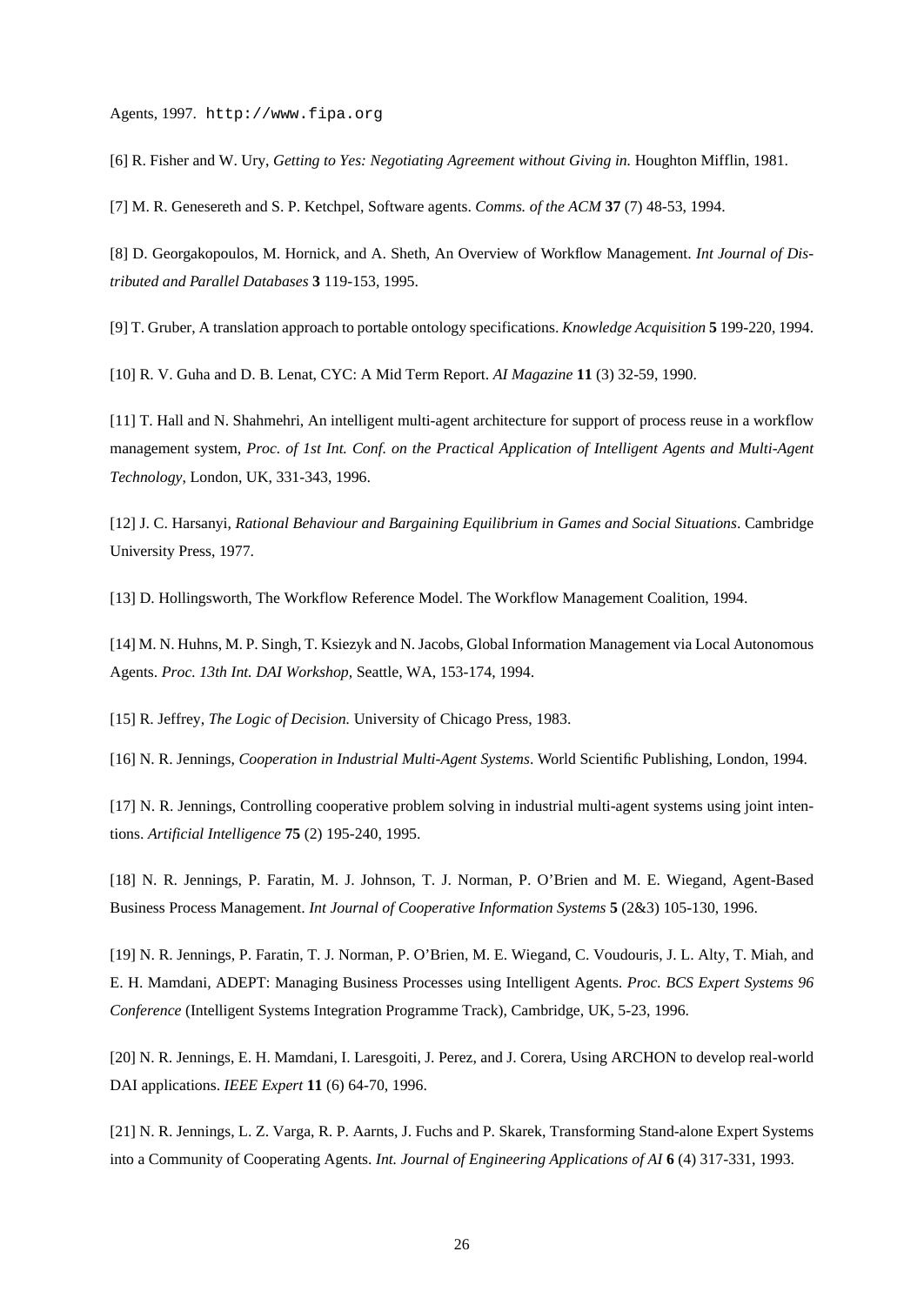Agents, 1997. http://www.fipa.org

[6] R. Fisher and W. Ury, *Getting to Yes: Negotiating Agreement without Giving in.* Houghton Mifflin, 1981.

[7] M. R. Genesereth and S. P. Ketchpel, Software agents. *Comms. of the ACM* **37** (7) 48-53, 1994.

[8] D. Georgakopoulos, M. Hornick, and A. Sheth, An Overview of Workflow Management. *Int Journal of Distributed and Parallel Databases* **3** 119-153, 1995.

[9] T. Gruber, A translation approach to portable ontology specifications. *Knowledge Acquisition* **5** 199-220, 1994.

[10] R. V. Guha and D. B. Lenat, CYC: A Mid Term Report. *AI Magazine* **11** (3) 32-59, 1990.

[11] T. Hall and N. Shahmehri, An intelligent multi-agent architecture for support of process reuse in a workflow management system, *Proc. of 1st Int. Conf. on the Practical Application of Intelligent Agents and Multi-Agent Technology*, London, UK, 331-343, 1996.

[12] J. C. Harsanyi, *Rational Behaviour and Bargaining Equilibrium in Games and Social Situations*. Cambridge University Press, 1977.

[13] D. Hollingsworth, The Workflow Reference Model. The Workflow Management Coalition, 1994.

[14] M. N. Huhns, M. P. Singh, T. Ksiezyk and N. Jacobs, Global Information Management via Local Autonomous Agents. *Proc. 13th Int. DAI Workshop*, Seattle, WA, 153-174, 1994.

[15] R. Jeffrey, *The Logic of Decision.* University of Chicago Press, 1983.

[16] N. R. Jennings, *Cooperation in Industrial Multi-Agent Systems*. World Scientific Publishing, London, 1994.

[17] N. R. Jennings, Controlling cooperative problem solving in industrial multi-agent systems using joint intentions. *Artificial Intelligence* **75** (2) 195-240, 1995.

[18] N. R. Jennings, P. Faratin, M. J. Johnson, T. J. Norman, P. O'Brien and M. E. Wiegand, Agent-Based Business Process Management. *Int Journal of Cooperative Information Systems* **5** (2&3) 105-130, 1996.

[19] N. R. Jennings, P. Faratin, T. J. Norman, P. O'Brien, M. E. Wiegand, C. Voudouris, J. L. Alty, T. Miah, and E. H. Mamdani, ADEPT: Managing Business Processes using Intelligent Agents. *Proc. BCS Expert Systems 96 Conference* (Intelligent Systems Integration Programme Track), Cambridge, UK, 5-23, 1996.

[20] N. R. Jennings, E. H. Mamdani, I. Laresgoiti, J. Perez, and J. Corera, Using ARCHON to develop real-world DAI applications. *IEEE Expert* **11** (6) 64-70, 1996.

[21] N. R. Jennings, L. Z. Varga, R. P. Aarnts, J. Fuchs and P. Skarek, Transforming Stand-alone Expert Systems into a Community of Cooperating Agents. *Int. Journal of Engineering Applications of AI* **6** (4) 317-331, 1993.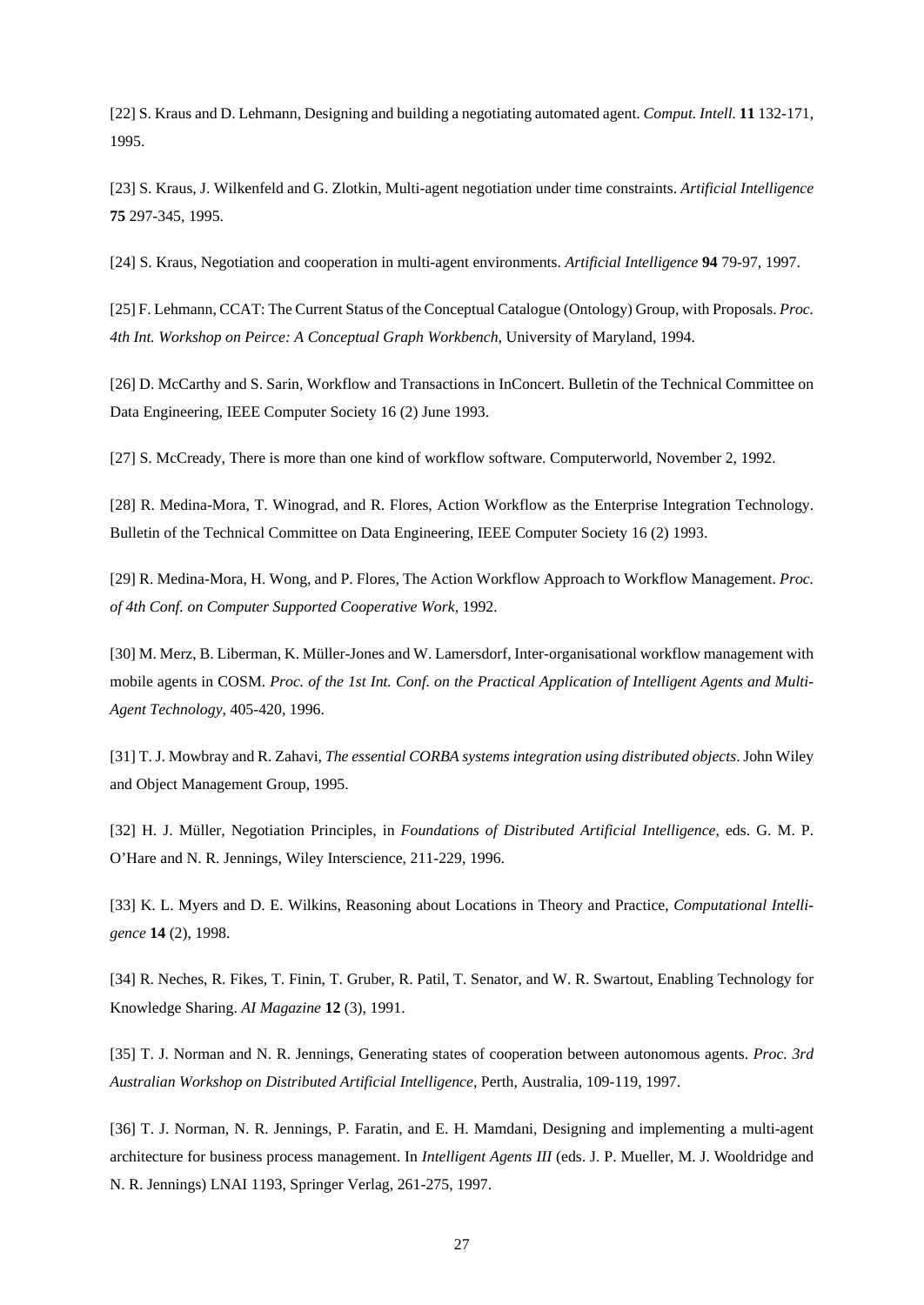[22] S. Kraus and D. Lehmann, Designing and building a negotiating automated agent. *Comput. Intell.* **11** 132-171, 1995.

[23] S. Kraus, J. Wilkenfeld and G. Zlotkin, Multi-agent negotiation under time constraints. *Artificial Intelligence* **75** 297-345, 1995.

[24] S. Kraus, Negotiation and cooperation in multi-agent environments. *Artificial Intelligence* **94** 79-97, 1997.

[25] F. Lehmann, CCAT: The Current Status of the Conceptual Catalogue (Ontology) Group, with Proposals. *Proc. 4th Int. Workshop on Peirce: A Conceptual Graph Workbench*, University of Maryland, 1994.

[26] D. McCarthy and S. Sarin, Workflow and Transactions in InConcert. Bulletin of the Technical Committee on Data Engineering, IEEE Computer Society 16 (2) June 1993.

[27] S. McCready, There is more than one kind of workflow software. Computerworld, November 2, 1992.

[28] R. Medina-Mora, T. Winograd, and R. Flores, Action Workflow as the Enterprise Integration Technology. Bulletin of the Technical Committee on Data Engineering, IEEE Computer Society 16 (2) 1993.

[29] R. Medina-Mora, H. Wong, and P. Flores, The Action Workflow Approach to Workflow Management. *Proc. of 4th Conf. on Computer Supported Cooperative Work*, 1992.

[30] M. Merz, B. Liberman, K. Müller-Jones and W. Lamersdorf, Inter-organisational workflow management with mobile agents in COSM. *Proc. of the 1st Int. Conf. on the Practical Application of Intelligent Agents and Multi-Agent Technology*, 405-420, 1996.

[31] T. J. Mowbray and R. Zahavi, *The essential CORBA systems integration using distributed objects*. John Wiley and Object Management Group, 1995.

[32] H. J. Müller, Negotiation Principles, in *Foundations of Distributed Artificial Intelligence*, eds. G. M. P. O'Hare and N. R. Jennings, Wiley Interscience, 211-229, 1996.

[33] K. L. Myers and D. E. Wilkins, Reasoning about Locations in Theory and Practice, *Computational Intelligence* **14** (2), 1998.

[34] R. Neches, R. Fikes, T. Finin, T. Gruber, R. Patil, T. Senator, and W. R. Swartout, Enabling Technology for Knowledge Sharing. *AI Magazine* **12** (3), 1991.

[35] T. J. Norman and N. R. Jennings, Generating states of cooperation between autonomous agents. *Proc. 3rd Australian Workshop on Distributed Artificial Intelligence*, Perth, Australia, 109-119, 1997.

[36] T. J. Norman, N. R. Jennings, P. Faratin, and E. H. Mamdani, Designing and implementing a multi-agent architecture for business process management. In *Intelligent Agents III* (eds. J. P. Mueller, M. J. Wooldridge and N. R. Jennings) LNAI 1193, Springer Verlag, 261-275, 1997.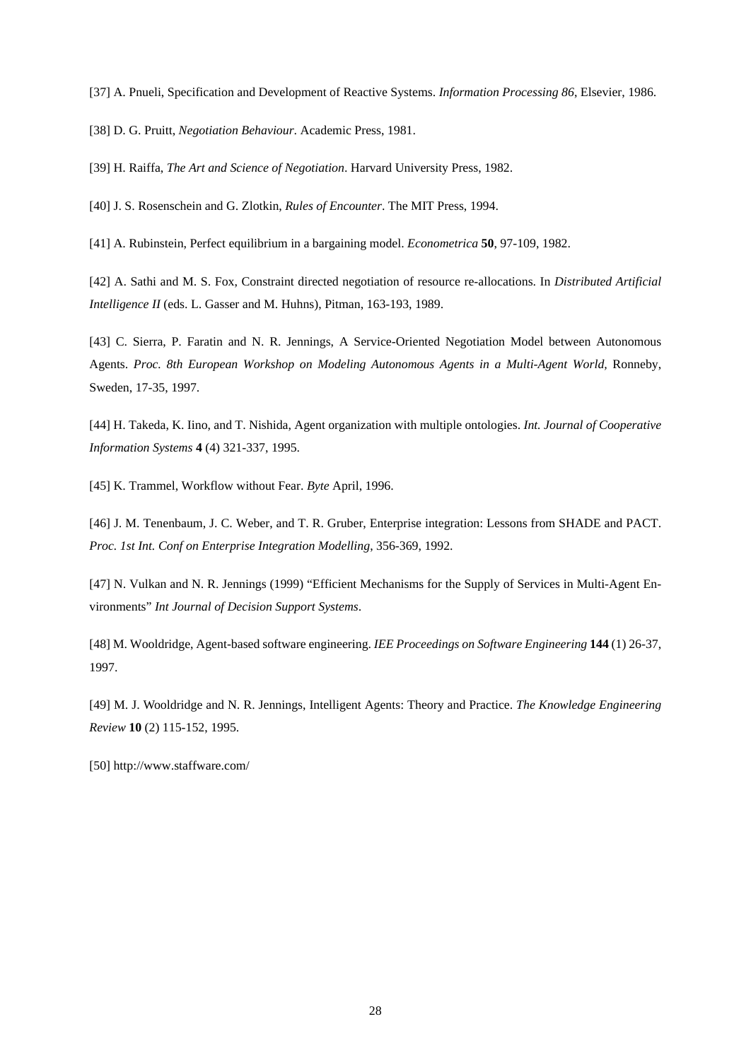[37] A. Pnueli, Specification and Development of Reactive Systems. *Information Processing 86*, Elsevier, 1986.

[38] D. G. Pruitt, *Negotiation Behaviour*. Academic Press, 1981.

[39] H. Raiffa, *The Art and Science of Negotiation*. Harvard University Press, 1982.

[40] J. S. Rosenschein and G. Zlotkin, *Rules of Encounter*. The MIT Press, 1994.

[41] A. Rubinstein, Perfect equilibrium in a bargaining model. *Econometrica* **50**, 97-109, 1982.

[42] A. Sathi and M. S. Fox, Constraint directed negotiation of resource re-allocations. In *Distributed Artificial Intelligence II* (eds. L. Gasser and M. Huhns), Pitman, 163-193, 1989.

[43] C. Sierra, P. Faratin and N. R. Jennings, A Service-Oriented Negotiation Model between Autonomous Agents. *Proc. 8th European Workshop on Modeling Autonomous Agents in a Multi-Agent World*, Ronneby, Sweden, 17-35, 1997.

[44] H. Takeda, K. Iino, and T. Nishida, Agent organization with multiple ontologies. *Int. Journal of Cooperative Information Systems* **4** (4) 321-337, 1995.

[45] K. Trammel, Workflow without Fear. *Byte* April, 1996.

[46] J. M. Tenenbaum, J. C. Weber, and T. R. Gruber, Enterprise integration: Lessons from SHADE and PACT. *Proc. 1st Int. Conf on Enterprise Integration Modelling*, 356-369, 1992.

[47] N. Vulkan and N. R. Jennings (1999) "Efficient Mechanisms for the Supply of Services in Multi-Agent Environments" *Int Journal of Decision Support Systems*.

[48] M. Wooldridge, Agent-based software engineering. *IEE Proceedings on Software Engineering* **144** (1) 26-37, 1997.

[49] M. J. Wooldridge and N. R. Jennings, Intelligent Agents: Theory and Practice. *The Knowledge Engineering Review* **10** (2) 115-152, 1995.

[50] http://www.staffware.com/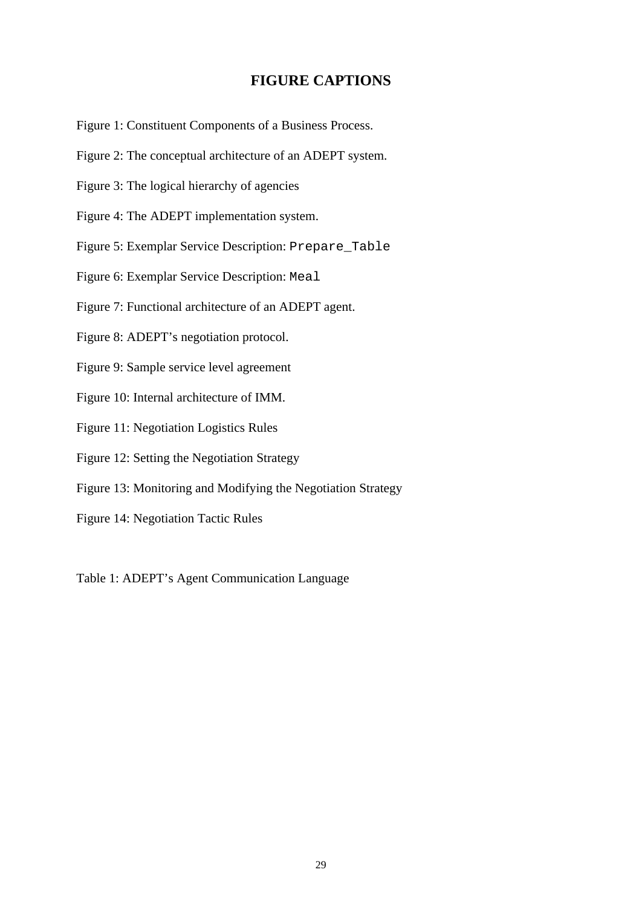# FIGURE CAPTIONS

Figure 1: Constituent Components of a Business Process.

Figure 2: The conceptual architecture of an ADEPT system.

Figure 3: The logical hierarchy of agencies

Figure 4: The ADEPT implementation system.

Figure 5: Exemplar Service Description: `Prepare_Table`

Figure 6: Exemplar Service Description: `Meal`

Figure 7: Functional architecture of an ADEPT agent.

Figure 8: ADEPT's negotiation protocol.

Figure 9: Sample service level agreement

Figure 10: Internal architecture of IMM.

Figure 11: Negotiation Logistics Rules

Figure 12: Setting the Negotiation Strategy

Figure 13: Monitoring and Modifying the Negotiation Strategy

Figure 14: Negotiation Tactic Rules

Table 1: ADEPT's Agent Communication Language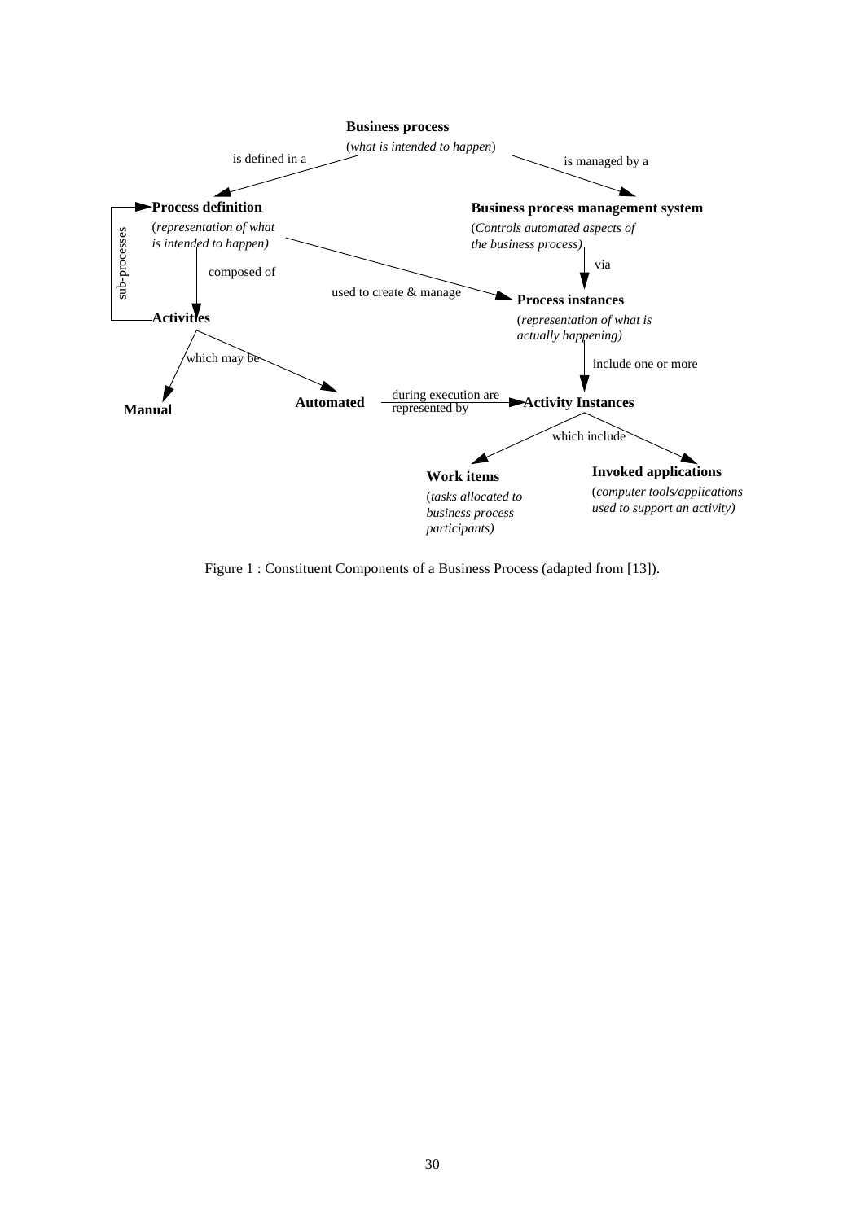Figure 1 : Constituent Components of a Business Process (adapted from [13]).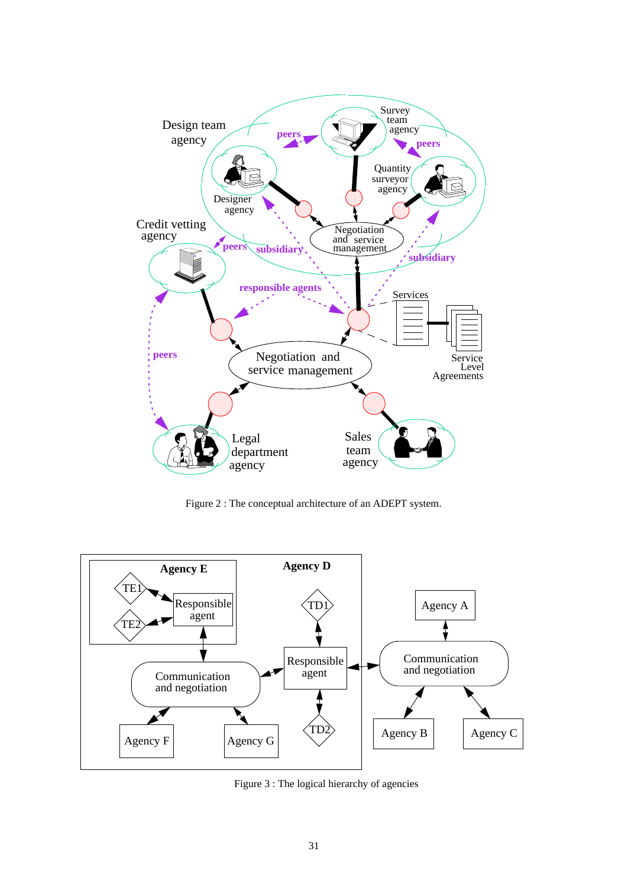Figure 2 : The conceptual architecture of an ADEPT system.

Figure 3 : The logical hierarchy of agencies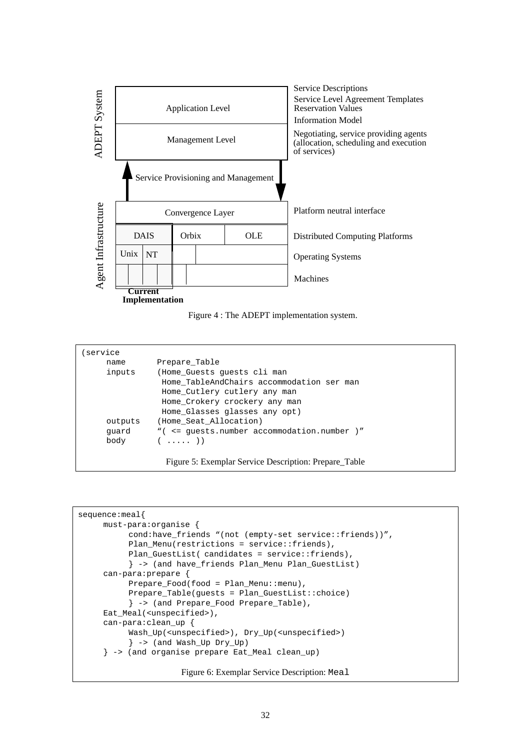ADEPT System

| | |
|---|---|
| Application Level | Service Descriptions<br>Service Level Agreement Templates<br>Reservation Values<br>Information Model |
| Management Level | Negotiating, service providing agents (allocation, scheduling and execution of services) |

Service Provisioning and Management

Agent Infrastructure

| | | | |
|---|---|---|---|
| Convergence Layer | | | Platform neutral interface |
| DAIS | Orbix | OLE | Distributed Computing Platforms |
| Unix, NT | | | Operating Systems |
| | | | Machines |

**Current Implementation**

Figure 4 : The ADEPT implementation system.

```
(service
     name       Prepare_Table
     inputs     (Home_Guests guests cli man
                 Home_TableAndChairs accommodation ser man
                 Home_Cutlery cutlery any man
                 Home_Crokery crockery any man
                 Home_Glasses glasses any opt)
     outputs    (Home_Seat_Allocation)
     guard      "( <= guests.number accommodation.number )"
     body       ( ..... ))
```

Figure 5: Exemplar Service Description: Prepare_Table

```
sequence:meal{
     must-para:organise {
          cond:have_friends "(not (empty-set service::friends))",
          Plan_Menu(restrictions = service::friends),
          Plan_GuestList( candidates = service::friends),
          } -> (and have_friends Plan_Menu Plan_GuestList)
     can-para:prepare {
          Prepare_Food(food = Plan_Menu::menu),
          Prepare_Table(guests = Plan_GuestList::choice)
          } -> (and Prepare_Food Prepare_Table),
     Eat_Meal(<unspecified>),
     can-para:clean_up {
          Wash_Up(<unspecified>), Dry_Up(<unspecified>)
          } -> (and Wash_Up Dry_Up)
     } -> (and organise prepare Eat_Meal clean_up)
```

Figure 6: Exemplar Service Description: Meal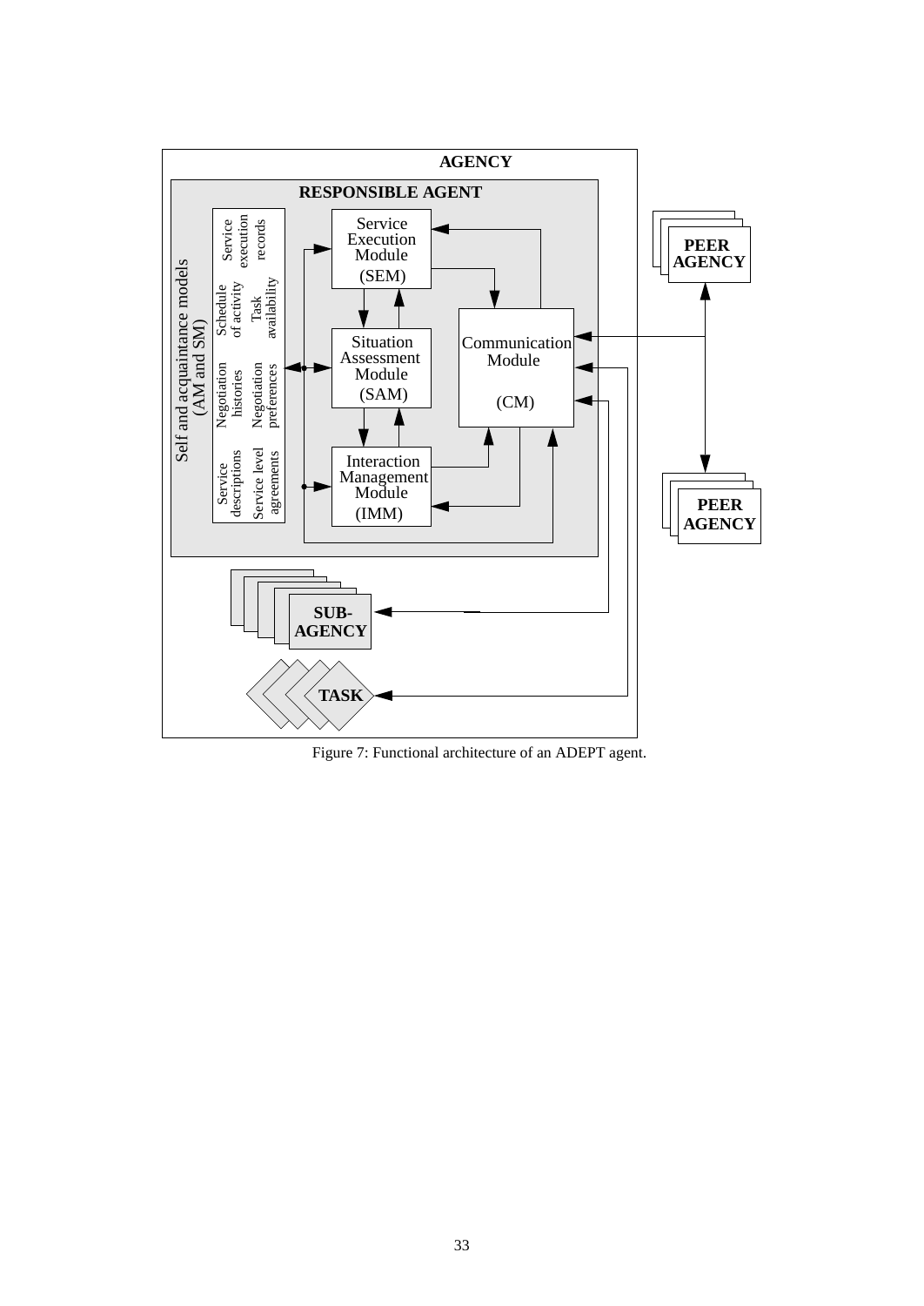Figure 7: Functional architecture of an ADEPT agent.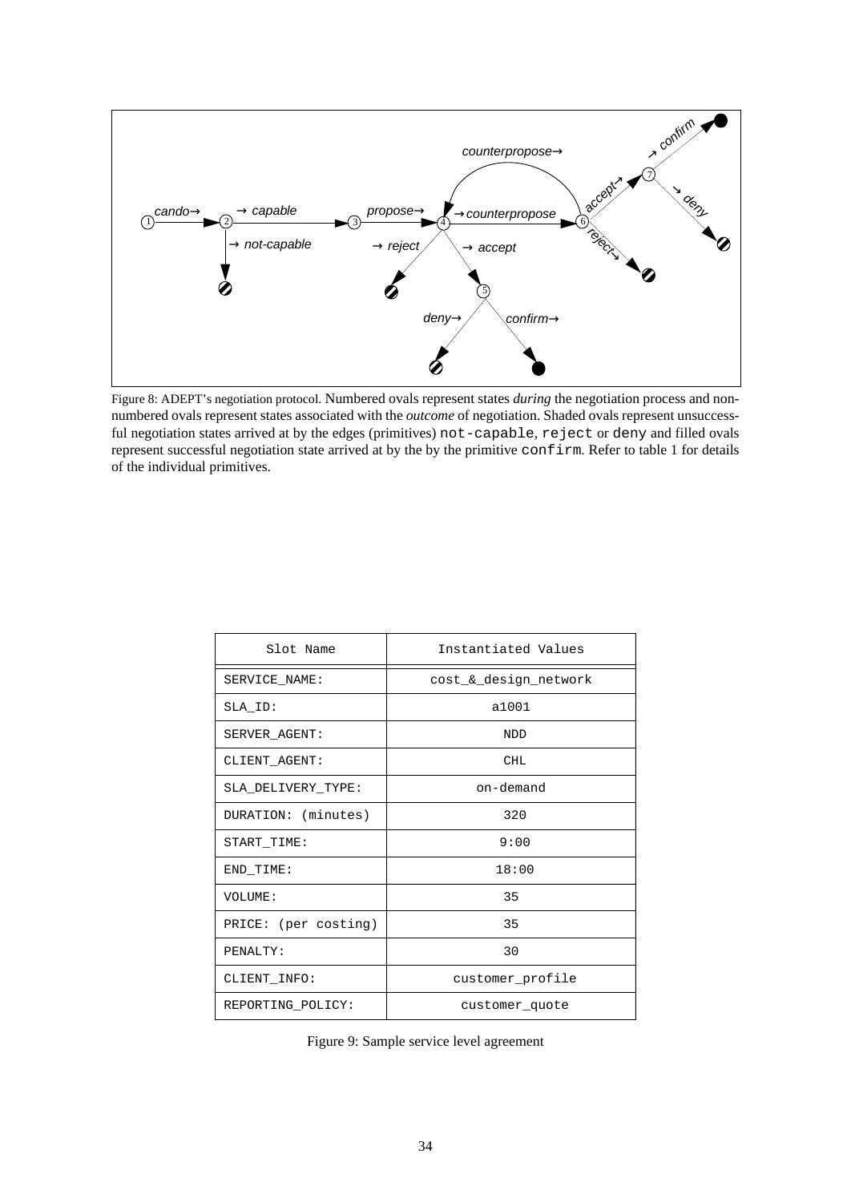Figure 8: ADEPT's negotiation protocol. Numbered ovals represent states *during* the negotiation process and non-numbered ovals represent states associated with the *outcome* of negotiation. Shaded ovals represent unsuccessful negotiation states arrived at by the edges (primitives) `not-capable`, `reject` or `deny` and filled ovals represent successful negotiation state arrived at by the by the primitive `confirm`. Refer to table 1 for details of the individual primitives.

| Slot Name | Instantiated Values |
|---|---|
| SERVICE_NAME: | cost_&_design_network |
| SLA_ID: | a1001 |
| SERVER_AGENT: | NDD |
| CLIENT_AGENT: | CHL |
| SLA_DELIVERY_TYPE: | on-demand |
| DURATION: (minutes) | 320 |
| START_TIME: | 9:00 |
| END_TIME: | 18:00 |
| VOLUME: | 35 |
| PRICE: (per costing) | 35 |
| PENALTY: | 30 |
| CLIENT_INFO: | customer_profile |
| REPORTING_POLICY: | customer_quote |

Figure 9: Sample service level agreement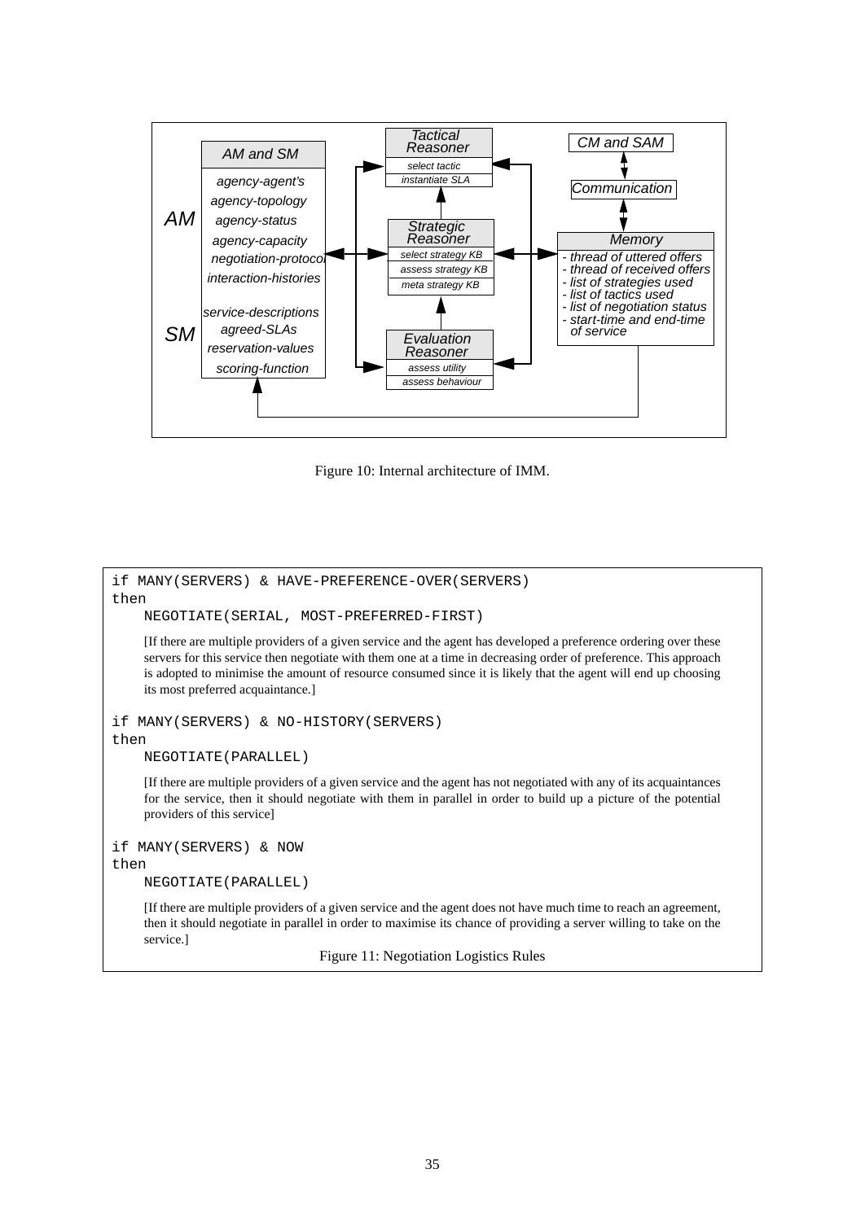| AM and SM |
| --- |
| agency-agent's |
| agency-topology |
| agency-status |
| agency-capacity |
| negotiation-protocol |
| interaction-histories |
| service-descriptions |
| agreed-SLAs |
| reservation-values |
| scoring-function |

AM

SM

| Tactical Reasoner |
| --- |
| select tactic |
| instantiate SLA |

| Strategic Reasoner |
| --- |
| select strategy KB |
| assess strategy KB |
| meta strategy KB |

| Evaluation Reasoner |
| --- |
| assess utility |
| assess behaviour |

CM and SAM

Communication

| Memory |
| --- |
| - thread of uttered offers |
| - thread of received offers |
| - list of strategies used |
| - list of tactics used |
| - list of negotiation status |
| - start-time and end-time of service |

Figure 10: Internal architecture of IMM.

```
if MANY(SERVERS) & HAVE-PREFERENCE-OVER(SERVERS)
then
    NEGOTIATE(SERIAL, MOST-PREFERRED-FIRST)
```

[If there are multiple providers of a given service and the agent has developed a preference ordering over these servers for this service then negotiate with them one at a time in decreasing order of preference. This approach is adopted to minimise the amount of resource consumed since it is likely that the agent will end up choosing its most preferred acquaintance.]

```
if MANY(SERVERS) & NO-HISTORY(SERVERS)
then
    NEGOTIATE(PARALLEL)
```

[If there are multiple providers of a given service and the agent has not negotiated with any of its acquaintances for the service, then it should negotiate with them in parallel in order to build up a picture of the potential providers of this service]

```
if MANY(SERVERS) & NOW
then
    NEGOTIATE(PARALLEL)
```

[If there are multiple providers of a given service and the agent does not have much time to reach an agreement, then it should negotiate in parallel in order to maximise its chance of providing a server willing to take on the service.]

Figure 11: Negotiation Logistics Rules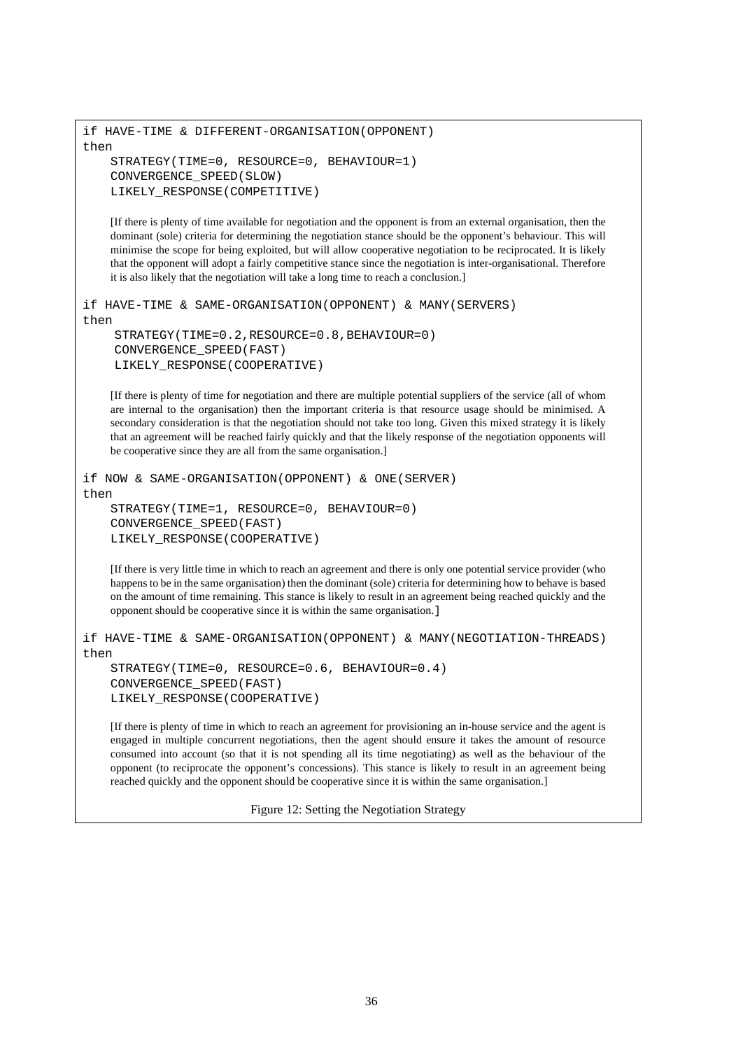```
if HAVE-TIME & DIFFERENT-ORGANISATION(OPPONENT)
then
    STRATEGY(TIME=0, RESOURCE=0, BEHAVIOUR=1)
    CONVERGENCE_SPEED(SLOW)
    LIKELY_RESPONSE(COMPETITIVE)
```

[If there is plenty of time available for negotiation and the opponent is from an external organisation, then the dominant (sole) criteria for determining the negotiation stance should be the opponent's behaviour. This will minimise the scope for being exploited, but will allow cooperative negotiation to be reciprocated. It is likely that the opponent will adopt a fairly competitive stance since the negotiation is inter-organisational. Therefore it is also likely that the negotiation will take a long time to reach a conclusion.]

```
if HAVE-TIME & SAME-ORGANISATION(OPPONENT) & MANY(SERVERS)
then
     STRATEGY(TIME=0.2,RESOURCE=0.8,BEHAVIOUR=0)
     CONVERGENCE_SPEED(FAST)
     LIKELY_RESPONSE(COOPERATIVE)
```

[If there is plenty of time for negotiation and there are multiple potential suppliers of the service (all of whom are internal to the organisation) then the important criteria is that resource usage should be minimised. A secondary consideration is that the negotiation should not take too long. Given this mixed strategy it is likely that an agreement will be reached fairly quickly and that the likely response of the negotiation opponents will be cooperative since they are all from the same organisation.]

```
if NOW & SAME-ORGANISATION(OPPONENT) & ONE(SERVER)
then
    STRATEGY(TIME=1, RESOURCE=0, BEHAVIOUR=0)
    CONVERGENCE_SPEED(FAST)
    LIKELY_RESPONSE(COOPERATIVE)
```

[If there is very little time in which to reach an agreement and there is only one potential service provider (who happens to be in the same organisation) then the dominant (sole) criteria for determining how to behave is based on the amount of time remaining. This stance is likely to result in an agreement being reached quickly and the opponent should be cooperative since it is within the same organisation.]

```
if HAVE-TIME & SAME-ORGANISATION(OPPONENT) & MANY(NEGOTIATION-THREADS)
then
    STRATEGY(TIME=0, RESOURCE=0.6, BEHAVIOUR=0.4)
    CONVERGENCE_SPEED(FAST)
    LIKELY_RESPONSE(COOPERATIVE)
```

[If there is plenty of time in which to reach an agreement for provisioning an in-house service and the agent is engaged in multiple concurrent negotiations, then the agent should ensure it takes the amount of resource consumed into account (so that it is not spending all its time negotiating) as well as the behaviour of the opponent (to reciprocate the opponent's concessions). This stance is likely to result in an agreement being reached quickly and the opponent should be cooperative since it is within the same organisation.]

Figure 12: Setting the Negotiation Strategy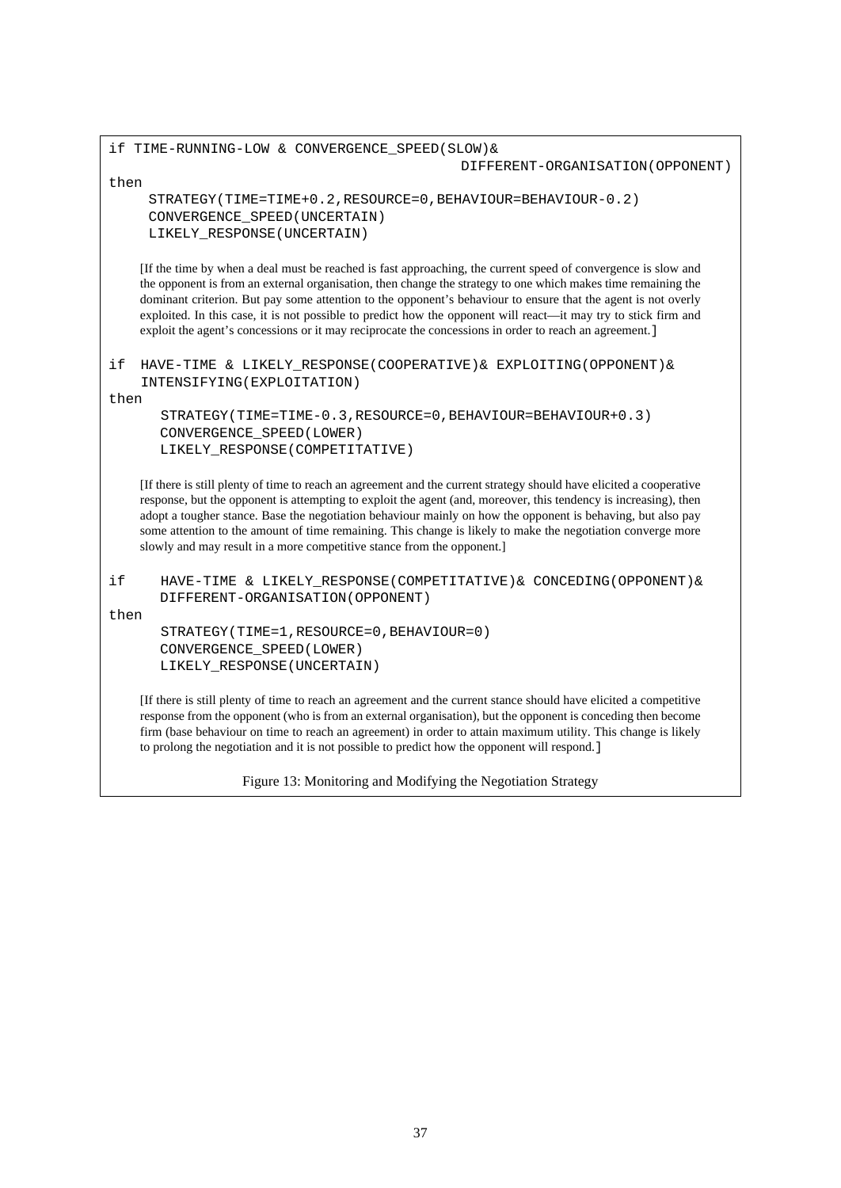```
if TIME-RUNNING-LOW & CONVERGENCE_SPEED(SLOW)&
                                        DIFFERENT-ORGANISATION(OPPONENT)
then
     STRATEGY(TIME=TIME+0.2,RESOURCE=0,BEHAVIOUR=BEHAVIOUR-0.2)
     CONVERGENCE_SPEED(UNCERTAIN)
     LIKELY_RESPONSE(UNCERTAIN)
```

[If the time by when a deal must be reached is fast approaching, the current speed of convergence is slow and the opponent is from an external organisation, then change the strategy to one which makes time remaining the dominant criterion. But pay some attention to the opponent's behaviour to ensure that the agent is not overly exploited. In this case, it is not possible to predict how the opponent will react—it may try to stick firm and exploit the agent's concessions or it may reciprocate the concessions in order to reach an agreement.]

```
if  HAVE-TIME & LIKELY_RESPONSE(COOPERATIVE)& EXPLOITING(OPPONENT)&
    INTENSIFYING(EXPLOITATION)
then
      STRATEGY(TIME=TIME-0.3,RESOURCE=0,BEHAVIOUR=BEHAVIOUR+0.3)
      CONVERGENCE_SPEED(LOWER)
      LIKELY_RESPONSE(COMPETITATIVE)
```

[If there is still plenty of time to reach an agreement and the current strategy should have elicited a cooperative response, but the opponent is attempting to exploit the agent (and, moreover, this tendency is increasing), then adopt a tougher stance. Base the negotiation behaviour mainly on how the opponent is behaving, but also pay some attention to the amount of time remaining. This change is likely to make the negotiation converge more slowly and may result in a more competitive stance from the opponent.]

```
if    HAVE-TIME & LIKELY_RESPONSE(COMPETITATIVE)& CONCEDING(OPPONENT)&
      DIFFERENT-ORGANISATION(OPPONENT)
then
      STRATEGY(TIME=1,RESOURCE=0,BEHAVIOUR=0)
      CONVERGENCE_SPEED(LOWER)
      LIKELY_RESPONSE(UNCERTAIN)
```

[If there is still plenty of time to reach an agreement and the current stance should have elicited a competitive response from the opponent (who is from an external organisation), but the opponent is conceding then become firm (base behaviour on time to reach an agreement) in order to attain maximum utility. This change is likely to prolong the negotiation and it is not possible to predict how the opponent will respond.]

Figure 13: Monitoring and Modifying the Negotiation Strategy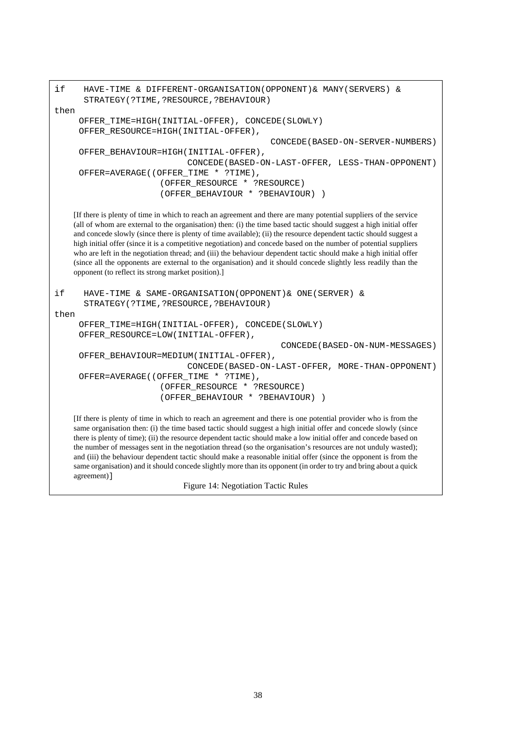```
if    HAVE-TIME & DIFFERENT-ORGANISATION(OPPONENT)& MANY(SERVERS) &
      STRATEGY(?TIME,?RESOURCE,?BEHAVIOUR)
then
     OFFER_TIME=HIGH(INITIAL-OFFER), CONCEDE(SLOWLY)
     OFFER_RESOURCE=HIGH(INITIAL-OFFER),
                                          CONCEDE(BASED-ON-SERVER-NUMBERS)
     OFFER_BEHAVIOUR=HIGH(INITIAL-OFFER),
                            CONCEDE(BASED-ON-LAST-OFFER, LESS-THAN-OPPONENT)
     OFFER=AVERAGE((OFFER_TIME * ?TIME),
                    (OFFER_RESOURCE * ?RESOURCE)
                    (OFFER_BEHAVIOUR * ?BEHAVIOUR) )
```

[If there is plenty of time in which to reach an agreement and there are many potential suppliers of the service (all of whom are external to the organisation) then: (i) the time based tactic should suggest a high initial offer and concede slowly (since there is plenty of time available); (ii) the resource dependent tactic should suggest a high initial offer (since it is a competitive negotiation) and concede based on the number of potential suppliers who are left in the negotiation thread; and (iii) the behaviour dependent tactic should make a high initial offer (since all the opponents are external to the organisation) and it should concede slightly less readily than the opponent (to reflect its strong market position).]

```
if    HAVE-TIME & SAME-ORGANISATION(OPPONENT)& ONE(SERVER) &
      STRATEGY(?TIME,?RESOURCE,?BEHAVIOUR)
then
     OFFER_TIME=HIGH(INITIAL-OFFER), CONCEDE(SLOWLY)
     OFFER_RESOURCE=LOW(INITIAL-OFFER),
                                          CONCEDE(BASED-ON-NUM-MESSAGES)
     OFFER_BEHAVIOUR=MEDIUM(INITIAL-OFFER),
                            CONCEDE(BASED-ON-LAST-OFFER, MORE-THAN-OPPONENT)
     OFFER=AVERAGE((OFFER_TIME * ?TIME),
                    (OFFER_RESOURCE * ?RESOURCE)
                    (OFFER_BEHAVIOUR * ?BEHAVIOUR) )
```

[If there is plenty of time in which to reach an agreement and there is one potential provider who is from the same organisation then: (i) the time based tactic should suggest a high initial offer and concede slowly (since there is plenty of time); (ii) the resource dependent tactic should make a low initial offer and concede based on the number of messages sent in the negotiation thread (so the organisation's resources are not unduly wasted); and (iii) the behaviour dependent tactic should make a reasonable initial offer (since the opponent is from the same organisation) and it should concede slightly more than its opponent (in order to try and bring about a quick agreement)]

Figure 14: Negotiation Tactic Rules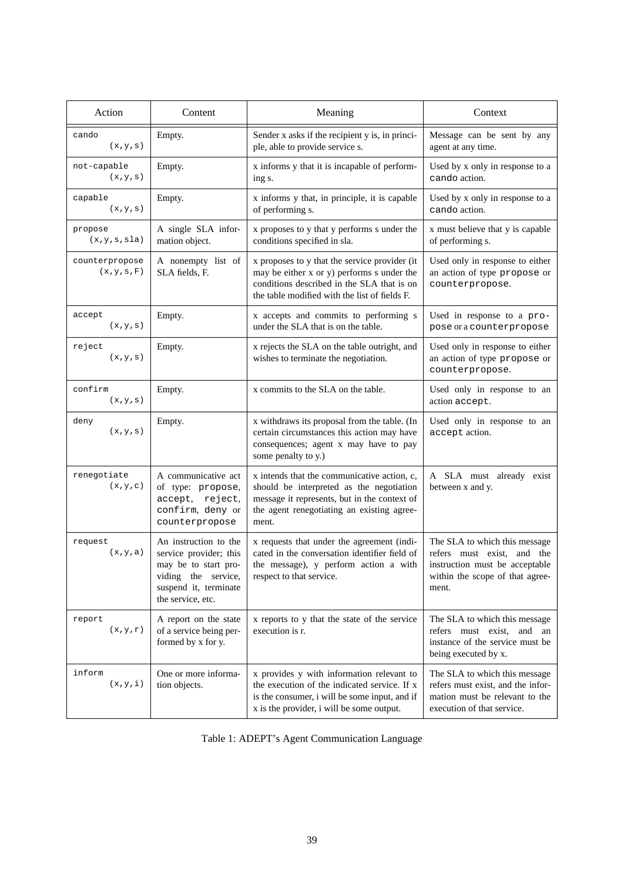| Action | Content | Meaning | Context |
|---|---|---|---|
| `cando (x,y,s)` | Empty. | Sender x asks if the recipient y is, in principle, able to provide service s. | Message can be sent by any agent at any time. |
| `not-capable (x,y,s)` | Empty. | x informs y that it is incapable of performing s. | Used by x only in response to a `cando` action. |
| `capable (x,y,s)` | Empty. | x informs y that, in principle, it is capable of performing s. | Used by x only in response to a `cando` action. |
| `propose (x,y,s,sla)` | A single SLA information object. | x proposes to y that y performs s under the conditions specified in sla. | x must believe that y is capable of performing s. |
| `counterpropose (x,y,s,F)` | A nonempty list of SLA fields, F. | x proposes to y that the service provider (it may be either x or y) performs s under the conditions described in the SLA that is on the table modified with the list of fields F. | Used only in response to either an action of type `propose` or `counterpropose`. |
| `accept (x,y,s)` | Empty. | x accepts and commits to performing s under the SLA that is on the table. | Used in response to a `propose` or a `counterpropose` |
| `reject (x,y,s)` | Empty. | x rejects the SLA on the table outright, and wishes to terminate the negotiation. | Used only in response to either an action of type `propose` or `counterpropose`. |
| `confirm (x,y,s)` | Empty. | x commits to the SLA on the table. | Used only in response to an action `accept`. |
| `deny (x,y,s)` | Empty. | x withdraws its proposal from the table. (In certain circumstances this action may have consequences; agent x may have to pay some penalty to y.) | Used only in response to an `accept` action. |
| `renegotiate (x,y,c)` | A communicative act of type: `propose`, `accept`, `reject`, `confirm`, `deny` or `counterpropose` | x intends that the communicative action, c, should be interpreted as the negotiation message it represents, but in the context of the agent renegotiating an existing agreement. | A SLA must already exist between x and y. |
| `request (x,y,a)` | An instruction to the service provider; this may be to start providing the service, suspend it, terminate the service, etc. | x requests that under the agreement (indicated in the conversation identifier field of the message), y perform action a with respect to that service. | The SLA to which this message refers must exist, and the instruction must be acceptable within the scope of that agreement. |
| `report (x,y,r)` | A report on the state of a service being performed by x for y. | x reports to y that the state of the service execution is r. | The SLA to which this message refers must exist, and an instance of the service must be being executed by x. |
| `inform (x,y,i)` | One or more information objects. | x provides y with information relevant to the execution of the indicated service. If x is the consumer, i will be some input, and if x is the provider, i will be some output. | The SLA to which this message refers must exist, and the information must be relevant to the execution of that service. |

Table 1: ADEPT's Agent Communication Language